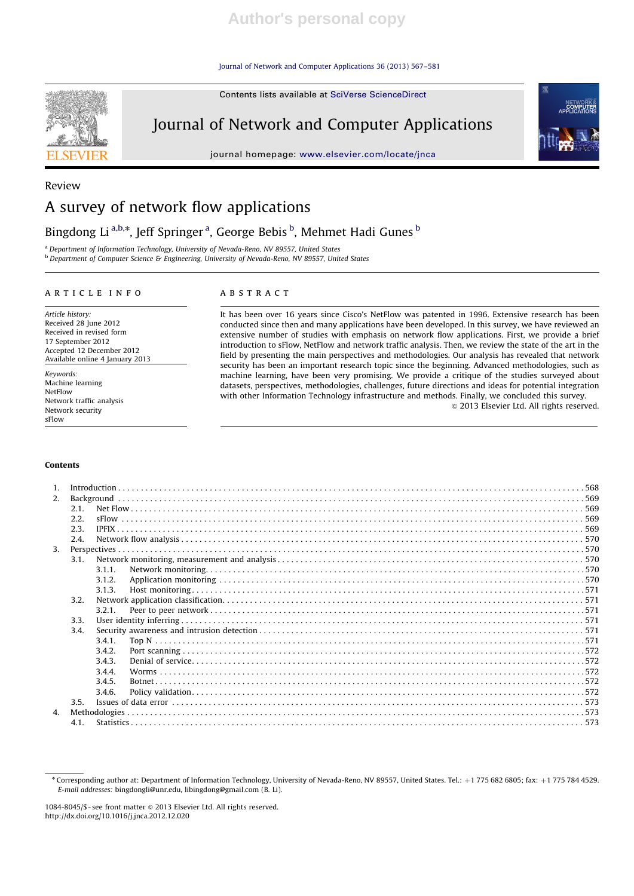Review

# A survey of network flow applications

Bingdong Li [a,b,*], Jeff Springer [a], George Bebis [b], Mehmet Hadi Gunes [b]

[a] Department of Information Technology, University of Nevada-Reno, NV 89557, United States
[b] Department of Computer Science & Engineering, University of Nevada-Reno, NV 89557, United States

## ARTICLE INFO

*Article history:*
Received 28 June 2012
Received in revised form
17 September 2012
Accepted 12 December 2012
Available online 4 January 2013

*Keywords:*
Machine learning
NetFlow
Network traffic analysis
Network security
sFlow

## ABSTRACT

It has been over 16 years since Cisco's NetFlow was patented in 1996. Extensive research has been conducted since then and many applications have been developed. In this survey, we have reviewed an extensive number of studies with emphasis on network flow applications. First, we provide a brief introduction to sFlow, NetFlow and network traffic analysis. Then, we review the state of the art in the field by presenting the main perspectives and methodologies. Our analysis has revealed that network security has been an important research topic since the beginning. Advanced methodologies, such as machine learning, have been very promising. We provide a critique of the studies surveyed about datasets, perspectives, methodologies, challenges, future directions and ideas for potential integration with other Information Technology infrastructure and methods. Finally, we concluded this survey.

© 2013 Elsevier Ltd. All rights reserved.

## Contents

1. Introduction . . . 568
2. Background . . . 569
   - 2.1. Net Flow . . . 569
   - 2.2. sFlow . . . 569
   - 2.3. IPFIX . . . 569
   - 2.4. Network flow analysis . . . 570
3. Perspectives . . . 570
   - 3.1. Network monitoring, measurement and analysis . . . 570
     - 3.1.1. Network monitoring . . . 570
     - 3.1.2. Application monitoring . . . 570
     - 3.1.3. Host monitoring . . . 571
   - 3.2. Network application classification . . . 571
     - 3.2.1. Peer to peer network . . . 571
   - 3.3. User identity inferring . . . 571
   - 3.4. Security awareness and intrusion detection . . . 571
     - 3.4.1. Top N . . . 571
     - 3.4.2. Port scanning . . . 572
     - 3.4.3. Denial of service . . . 572
     - 3.4.4. Worms . . . 572
     - 3.4.5. Botnet . . . 572
     - 3.4.6. Policy validation . . . 572
   - 3.5. Issues of data error . . . 573
4. Methodologies . . . 573
   - 4.1. Statistics . . . 573

\* Corresponding author at: Department of Information Technology, University of Nevada-Reno, NV 89557, United States. Tel.: +1 775 682 6805; fax: +1 775 784 4529.
*E-mail addresses:* bingdongli@unr.edu, libingdong@gmail.com (B. Li).

1084-8045/$ - see front matter © 2013 Elsevier Ltd. All rights reserved.
http://dx.doi.org/10.1016/j.jnca.2012.12.020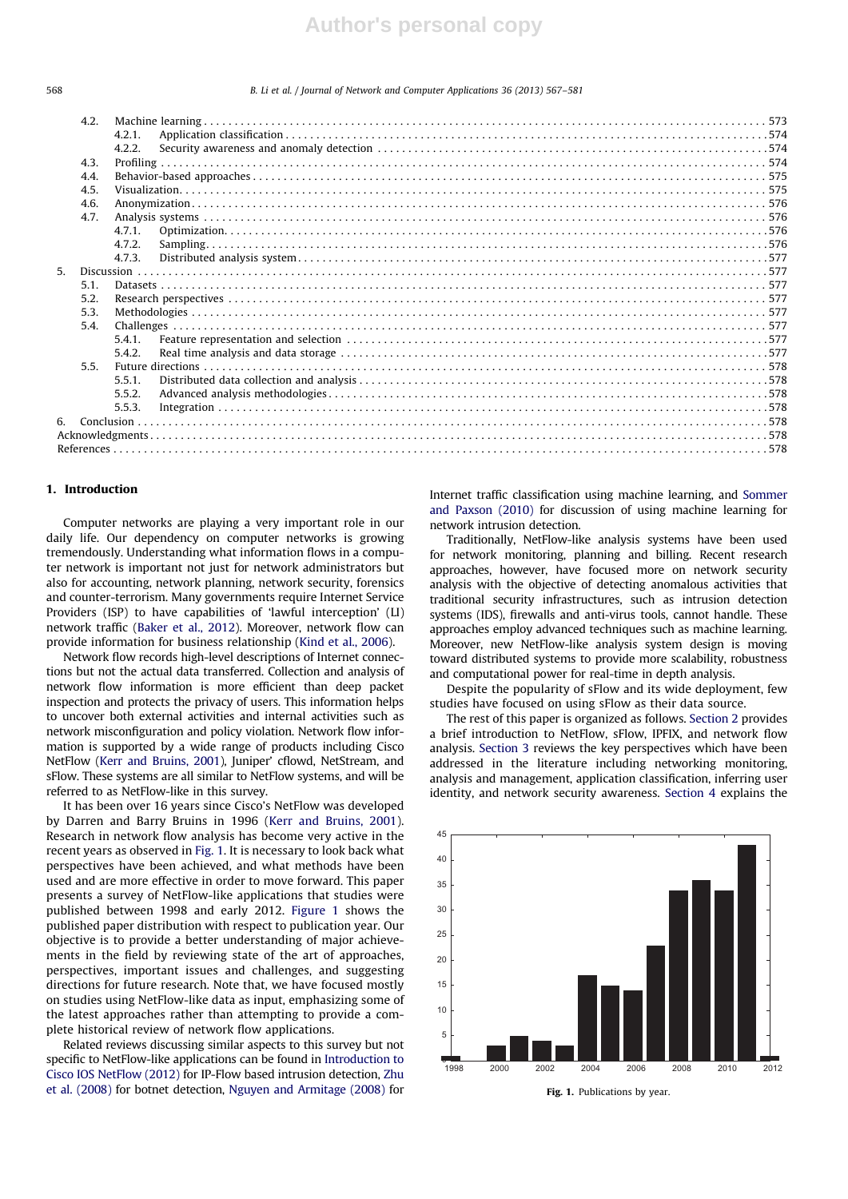4.2. Machine learning . . . 573
  4.2.1. Application classification . . . 574
  4.2.2. Security awareness and anomaly detection . . . 574
4.3. Profiling . . . 574
4.4. Behavior-based approaches . . . 575
4.5. Visualization . . . 575
4.6. Anonymization . . . 576
4.7. Analysis systems . . . 576
  4.7.1. Optimization . . . 576
  4.7.2. Sampling . . . 576
  4.7.3. Distributed analysis system . . . 577
5. Discussion . . . 577
  5.1. Datasets . . . 577
  5.2. Research perspectives . . . 577
  5.3. Methodologies . . . 577
  5.4. Challenges . . . 577
    5.4.1. Feature representation and selection . . . 577
    5.4.2. Real time analysis and data storage . . . 577
  5.5. Future directions . . . 578
    5.5.1. Distributed data collection and analysis . . . 578
    5.5.2. Advanced analysis methodologies . . . 578
    5.5.3. Integration . . . 578
6. Conclusion . . . 578
Acknowledgments . . . 578
References . . . 578

## 1. Introduction

Computer networks are playing a very important role in our daily life. Our dependency on computer networks is growing tremendously. Understanding what information flows in a computer network is important not just for network administrators but also for accounting, network planning, network security, forensics and counter-terrorism. Many governments require Internet Service Providers (ISP) to have capabilities of 'lawful interception' (LI) network traffic (Baker et al., 2012). Moreover, network flow can provide information for business relationship (Kind et al., 2006).

Network flow records high-level descriptions of Internet connections but not the actual data transferred. Collection and analysis of network flow information is more efficient than deep packet inspection and protects the privacy of users. This information helps to uncover both external activities and internal activities such as network misconfiguration and policy violation. Network flow information is supported by a wide range of products including Cisco NetFlow (Kerr and Bruins, 2001), Juniper' cflowd, NetStream, and sFlow. These systems are all similar to NetFlow systems, and will be referred to as NetFlow-like in this survey.

It has been over 16 years since Cisco's NetFlow was developed by Darren and Barry Bruins in 1996 (Kerr and Bruins, 2001). Research in network flow analysis has become very active in the recent years as observed in Fig. 1. It is necessary to look back what perspectives have been achieved, and what methods have been used and are more effective in order to move forward. This paper presents a survey of NetFlow-like applications that studies were published between 1998 and early 2012. Figure 1 shows the published paper distribution with respect to publication year. Our objective is to provide a better understanding of major achievements in the field by reviewing state of the art of approaches, perspectives, important issues and challenges, and suggesting directions for future research. Note that, we have focused mostly on studies using NetFlow-like data as input, emphasizing some of the latest approaches rather than attempting to provide a complete historical review of network flow applications.

Related reviews discussing similar aspects to this survey but not specific to NetFlow-like applications can be found in Introduction to Cisco IOS NetFlow (2012) for IP-Flow based intrusion detection, Zhu et al. (2008) for botnet detection, Nguyen and Armitage (2008) for Internet traffic classification using machine learning, and Sommer and Paxson (2010) for discussion of using machine learning for network intrusion detection.

Traditionally, NetFlow-like analysis systems have been used for network monitoring, planning and billing. Recent research approaches, however, have focused more on network security analysis with the objective of detecting anomalous activities that traditional security infrastructures, such as intrusion detection systems (IDS), firewalls and anti-virus tools, cannot handle. These approaches employ advanced techniques such as machine learning. Moreover, new NetFlow-like analysis system design is moving toward distributed systems to provide more scalability, robustness and computational power for real-time in depth analysis.

Despite the popularity of sFlow and its wide deployment, few studies have focused on using sFlow as their data source.

The rest of this paper is organized as follows. Section 2 provides a brief introduction to NetFlow, sFlow, IPFIX, and network flow analysis. Section 3 reviews the key perspectives which have been addressed in the literature including networking monitoring, analysis and management, application classification, inferring user identity, and network security awareness. Section 4 explains the

Fig. 1. Publications by year.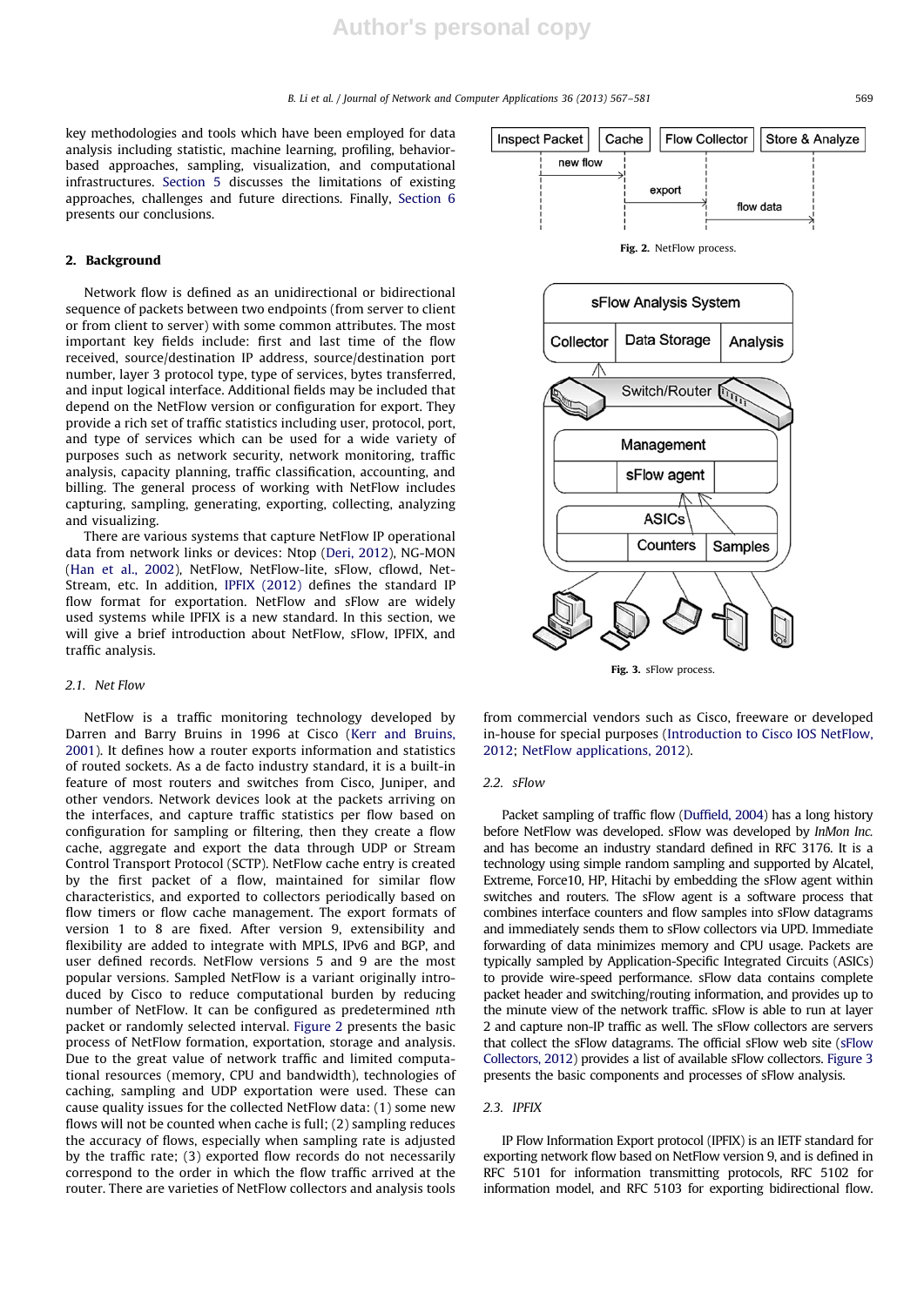key methodologies and tools which have been employed for data analysis including statistic, machine learning, profiling, behavior-based approaches, sampling, visualization, and computational infrastructures. Section 5 discusses the limitations of existing approaches, challenges and future directions. Finally, Section 6 presents our conclusions.

## 2. Background

Network flow is defined as an unidirectional or bidirectional sequence of packets between two endpoints (from server to client or from client to server) with some common attributes. The most important key fields include: first and last time of the flow received, source/destination IP address, source/destination port number, layer 3 protocol type, type of services, bytes transferred, and input logical interface. Additional fields may be included that depend on the NetFlow version or configuration for export. They provide a rich set of traffic statistics including user, protocol, port, and type of services which can be used for a wide variety of purposes such as network security, network monitoring, traffic analysis, capacity planning, traffic classification, accounting, and billing. The general process of working with NetFlow includes capturing, sampling, generating, exporting, collecting, analyzing and visualizing.

There are various systems that capture NetFlow IP operational data from network links or devices: Ntop (Deri, 2012), NG-MON (Han et al., 2002), NetFlow, NetFlow-lite, sFlow, cflowd, Net-Stream, etc. In addition, IPFIX (2012) defines the standard IP flow format for exportation. NetFlow and sFlow are widely used systems while IPFIX is a new standard. In this section, we will give a brief introduction about NetFlow, sFlow, IPFIX, and traffic analysis.

### 2.1. Net Flow

NetFlow is a traffic monitoring technology developed by Darren and Barry Bruins in 1996 at Cisco (Kerr and Bruins, 2001). It defines how a router exports information and statistics of routed sockets. As a de facto industry standard, it is a built-in feature of most routers and switches from Cisco, Juniper, and other vendors. Network devices look at the packets arriving on the interfaces, and capture traffic statistics per flow based on configuration for sampling or filtering, then they create a flow cache, aggregate and export the data through UDP or Stream Control Transport Protocol (SCTP). NetFlow cache entry is created by the first packet of a flow, maintained for similar flow characteristics, and exported to collectors periodically based on flow timers or flow cache management. The export formats of version 1 to 8 are fixed. After version 9, extensibility and flexibility are added to integrate with MPLS, IPv6 and BGP, and user defined records. NetFlow versions 5 and 9 are the most popular versions. Sampled NetFlow is a variant originally introduced by Cisco to reduce computational burden by reducing number of NetFlow. It can be configured as predetermined *n*th packet or randomly selected interval. Figure 2 presents the basic process of NetFlow formation, exportation, storage and analysis. Due to the great value of network traffic and limited computational resources (memory, CPU and bandwidth), technologies of caching, sampling and UDP exportation were used. These can cause quality issues for the collected NetFlow data: (1) some new flows will not be counted when cache is full; (2) sampling reduces the accuracy of flows, especially when sampling rate is adjusted by the traffic rate; (3) exported flow records do not necessarily correspond to the order in which the flow traffic arrived at the router. There are varieties of NetFlow collectors and analysis tools from commercial vendors such as Cisco, freeware or developed in-house for special purposes (Introduction to Cisco IOS NetFlow, 2012; NetFlow applications, 2012).

**Fig. 2.** NetFlow process.

**Fig. 3.** sFlow process.

### 2.2. sFlow

Packet sampling of traffic flow (Duffield, 2004) has a long history before NetFlow was developed. sFlow was developed by *InMon Inc.* and has become an industry standard defined in RFC 3176. It is a technology using simple random sampling and supported by Alcatel, Extreme, Force10, HP, Hitachi by embedding the sFlow agent within switches and routers. The sFlow agent is a software process that combines interface counters and flow samples into sFlow datagrams and immediately sends them to sFlow collectors via UPD. Immediate forwarding of data minimizes memory and CPU usage. Packets are typically sampled by Application-Specific Integrated Circuits (ASICs) to provide wire-speed performance. sFlow data contains complete packet header and switching/routing information, and provides up to the minute view of the network traffic. sFlow is able to run at layer 2 and capture non-IP traffic as well. The sFlow collectors are servers that collect the sFlow datagrams. The official sFlow web site (sFlow Collectors, 2012) provides a list of available sFlow collectors. Figure 3 presents the basic components and processes of sFlow analysis.

### 2.3. IPFIX

IP Flow Information Export protocol (IPFIX) is an IETF standard for exporting network flow based on NetFlow version 9, and is defined in RFC 5101 for information transmitting protocols, RFC 5102 for information model, and RFC 5103 for exporting bidirectional flow.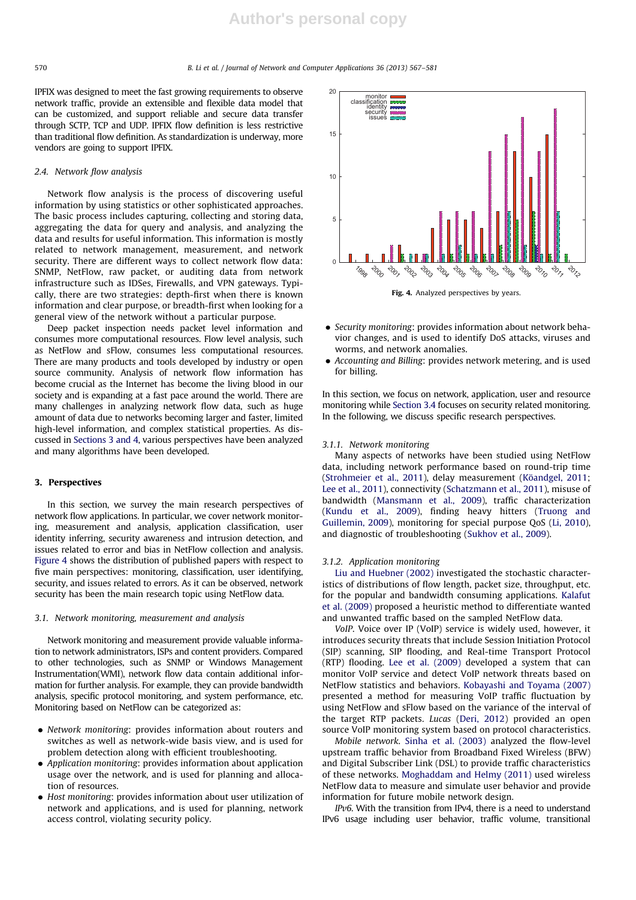IPFIX was designed to meet the fast growing requirements to observe network traffic, provide an extensible and flexible data model that can be customized, and support reliable and secure data transfer through SCTP, TCP and UDP. IPFIX flow definition is less restrictive than traditional flow definition. As standardization is underway, more vendors are going to support IPFIX.

### 2.4. Network flow analysis

Network flow analysis is the process of discovering useful information by using statistics or other sophisticated approaches. The basic process includes capturing, collecting and storing data, aggregating the data for query and analysis, and analyzing the data and results for useful information. This information is mostly related to network management, measurement, and network security. There are different ways to collect network flow data: SNMP, NetFlow, raw packet, or auditing data from network infrastructure such as IDSes, Firewalls, and VPN gateways. Typically, there are two strategies: depth-first when there is known information and clear purpose, or breadth-first when looking for a general view of the network without a particular purpose.

Deep packet inspection needs packet level information and consumes more computational resources. Flow level analysis, such as NetFlow and sFlow, consumes less computational resources. There are many products and tools developed by industry or open source community. Analysis of network flow information has become crucial as the Internet has become the living blood in our society and is expanding at a fast pace around the world. There are many challenges in analyzing network flow data, such as huge amount of data due to networks becoming larger and faster, limited high-level information, and complex statistical properties. As discussed in Sections 3 and 4, various perspectives have been analyzed and many algorithms have been developed.

## 3. Perspectives

In this section, we survey the main research perspectives of network flow applications. In particular, we cover network monitoring, measurement and analysis, application classification, user identity inferring, security awareness and intrusion detection, and issues related to error and bias in NetFlow collection and analysis. Figure 4 shows the distribution of published papers with respect to five main perspectives: monitoring, classification, user identifying, security, and issues related to errors. As it can be observed, network security has been the main research topic using NetFlow data.

### 3.1. Network monitoring, measurement and analysis

Network monitoring and measurement provide valuable information to network administrators, ISPs and content providers. Compared to other technologies, such as SNMP or Windows Management Instrumentation(WMI), network flow data contain additional information for further analysis. For example, they can provide bandwidth analysis, specific protocol monitoring, and system performance, etc. Monitoring based on NetFlow can be categorized as:

- *Network monitoring*: provides information about routers and switches as well as network-wide basis view, and is used for problem detection along with efficient troubleshooting.
- *Application monitoring*: provides information about application usage over the network, and is used for planning and allocation of resources.
- *Host monitoring*: provides information about user utilization of network and applications, and is used for planning, network access control, violating security policy.

**Fig. 4.** Analyzed perspectives by years.

- *Security monitoring*: provides information about network behavior changes, and is used to identify DoS attacks, viruses and worms, and network anomalies.
- *Accounting and Billing*: provides network metering, and is used for billing.

In this section, we focus on network, application, user and resource monitoring while Section 3.4 focuses on security related monitoring. In the following, we discuss specific research perspectives.

#### 3.1.1. Network monitoring

Many aspects of networks have been studied using NetFlow data, including network performance based on round-trip time (Strohmeier et al., 2011), delay measurement (Köandgel, 2011; Lee et al., 2011), connectivity (Schatzmann et al., 2011), misuse of bandwidth (Mansmann et al., 2009), traffic characterization (Kundu et al., 2009), finding heavy hitters (Truong and Guillemin, 2009), monitoring for special purpose QoS (Li, 2010), and diagnostic of troubleshooting (Sukhov et al., 2009).

#### 3.1.2. Application monitoring

Liu and Huebner (2002) investigated the stochastic characteristics of distributions of flow length, packet size, throughput, etc. for the popular and bandwidth consuming applications. Kalafut et al. (2009) proposed a heuristic method to differentiate wanted and unwanted traffic based on the sampled NetFlow data.

*VoIP*. Voice over IP (VoIP) service is widely used, however, it introduces security threats that include Session Initiation Protocol (SIP) scanning, SIP flooding, and Real-time Transport Protocol (RTP) flooding. Lee et al. (2009) developed a system that can monitor VoIP service and detect VoIP network threats based on NetFlow statistics and behaviors. Kobayashi and Toyama (2007) presented a method for measuring VoIP traffic fluctuation by using NetFlow and sFlow based on the variance of the interval of the target RTP packets. *Lucas* (Deri, 2012) provided an open source VoIP monitoring system based on protocol characteristics.

*Mobile network*. Sinha et al. (2003) analyzed the flow-level upstream traffic behavior from Broadband Fixed Wireless (BFW) and Digital Subscriber Link (DSL) to provide traffic characteristics of these networks. Moghaddam and Helmy (2011) used wireless NetFlow data to measure and simulate user behavior and provide information for future mobile network design.

*IPv6*. With the transition from IPv4, there is a need to understand IPv6 usage including user behavior, traffic volume, transitional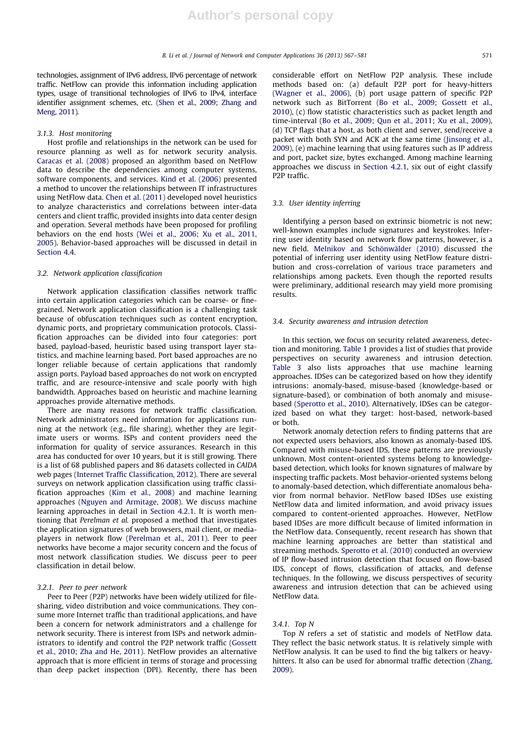technologies, assignment of IPv6 address, IPv6 percentage of network traffic. NetFlow can provide this information including application types, usage of transitional technologies of IPv6 to IPv4, interface identifier assignment schemes, etc. (Shen et al., 2009; Zhang and Meng, 2011).

### 3.1.3. Host monitoring

Host profile and relationships in the network can be used for resource planning as well as for network security analysis. Caracas et al. (2008) proposed an algorithm based on NetFlow data to describe the dependencies among computer systems, software components, and services. Kind et al. (2006) presented a method to uncover the relationships between IT infrastructures using NetFlow data. Chen et al. (2011) developed novel heuristics to analyze characteristics and correlations between inter-data centers and client traffic, provided insights into data center design and operation. Several methods have been proposed for profiling behaviors on the end hosts (Wei et al., 2006; Xu et al., 2011, 2005). Behavior-based approaches will be discussed in detail in Section 4.4.

## 3.2. Network application classification

Network application classification classifies network traffic into certain application categories which can be coarse- or fine-grained. Network application classification is a challenging task because of obfuscation techniques such as content encryption, dynamic ports, and proprietary communication protocols. Classification approaches can be divided into four categories: port based, payload-based, heuristic based using transport layer statistics, and machine learning based. Port based approaches are no longer reliable because of certain applications that randomly assign ports. Payload based approaches do not work on encrypted traffic, and are resource-intensive and scale poorly with high bandwidth. Approaches based on heuristic and machine learning approaches provide alternative methods.

There are many reasons for network traffic classification. Network administrators need information for applications running at the network (e.g., file sharing), whether they are legitimate users or worms. ISPs and content providers need the information for quality of service assurances. Research in this area has conducted for over 10 years, but it is still growing. There is a list of 68 published papers and 86 datasets collected in *CAIDA* web pages (Internet Traffic Classification, 2012). There are several surveys on network application classification using traffic classification approaches (Kim et al., 2008) and machine learning approaches (Nguyen and Armitage, 2008). We discuss machine learning approaches in detail in Section 4.2.1. It is worth mentioning that *Perelman et al.* proposed a method that investigates the application signatures of web browsers, mail client, or media-players in network flow (Perelman et al., 2011). Peer to peer networks have become a major security concern and the focus of most network classification studies. We discuss peer to peer classification in detail below.

### 3.2.1. Peer to peer network

Peer to Peer (P2P) networks have been widely utilized for file-sharing, video distribution and voice communications. They consume more Internet traffic than traditional applications, and have been a concern for network administrators and a challenge for network security. There is interest from ISPs and network administrators to identify and control the P2P network traffic (Gossett et al., 2010; Zha and He, 2011). NetFlow provides an alternative approach that is more efficient in terms of storage and processing than deep packet inspection (DPI). Recently, there has been considerable effort on NetFlow P2P analysis. These include methods based on: (a) default P2P port for heavy-hitters (Wagner et al., 2006), (b) port usage pattern of specific P2P network such as BitTorrent (Bo et al., 2009; Gossett et al., 2010), (c) flow statistic characteristics such as packet length and time-interval (Bo et al., 2009; Qun et al., 2011; Xu et al., 2009), (d) TCP flags that a host, as both client and server, send/receive a packet with both SYN and ACK at the same time (Jinsong et al., 2009), (e) machine learning that using features such as IP address and port, packet size, bytes exchanged. Among machine learning approaches we discuss in Section 4.2.1, six out of eight classify P2P traffic.

## 3.3. User identity inferring

Identifying a person based on extrinsic biometric is not new; well-known examples include signatures and keystrokes. Inferring user identity based on network flow patterns, however, is a new field. Melnikov and Schönwälder (2010) discussed the potential of inferring user identity using NetFlow feature distribution and cross-correlation of various trace parameters and relationships among packets. Even though the reported results were preliminary, additional research may yield more promising results.

## 3.4. Security awareness and intrusion detection

In this section, we focus on security related awareness, detection and monitoring. Table 1 provides a list of studies that provide perspectives on security awareness and intrusion detection. Table 3 also lists approaches that use machine learning approaches. IDSes can be categorized based on how they identify intrusions: anomaly-based, misuse-based (knowledge-based or signature-based), or combination of both anomaly and misuse-based (Sperotto et al., 2010). Alternatively, IDSes can be categorized based on what they target: host-based, network-based or both.

Network anomaly detection refers to finding patterns that are not expected users behaviors, also known as anomaly-based IDS. Compared with misuse-based IDS, these patterns are previously unknown. Most content-oriented systems belong to knowledge-based detection, which looks for known signatures of malware by inspecting traffic packets. Most behavior-oriented systems belong to anomaly-based detection, which differentiate anomalous behavior from normal behavior. NetFlow based IDSes use existing NetFlow data and limited information, and avoid privacy issues compared to content-oriented approaches. However, NetFlow based IDSes are more difficult because of limited information in the NetFlow data. Consequently, recent research has shown that machine learning approaches are better than statistical and streaming methods. Sperotto et al. (2010) conducted an overview of IP flow-based intrusion detection that focused on flow-based IDS, concept of flows, classification of attacks, and defense techniques. In the following, we discuss perspectives of security awareness and intrusion detection that can be achieved using NetFlow data.

### 3.4.1. Top N

Top *N* refers a set of statistic and models of NetFlow data. They reflect the basic network status. It is relatively simple with NetFlow analysis. It can be used to find the big talkers or heavy-hitters. It also can be used for abnormal traffic detection (Zhang, 2009).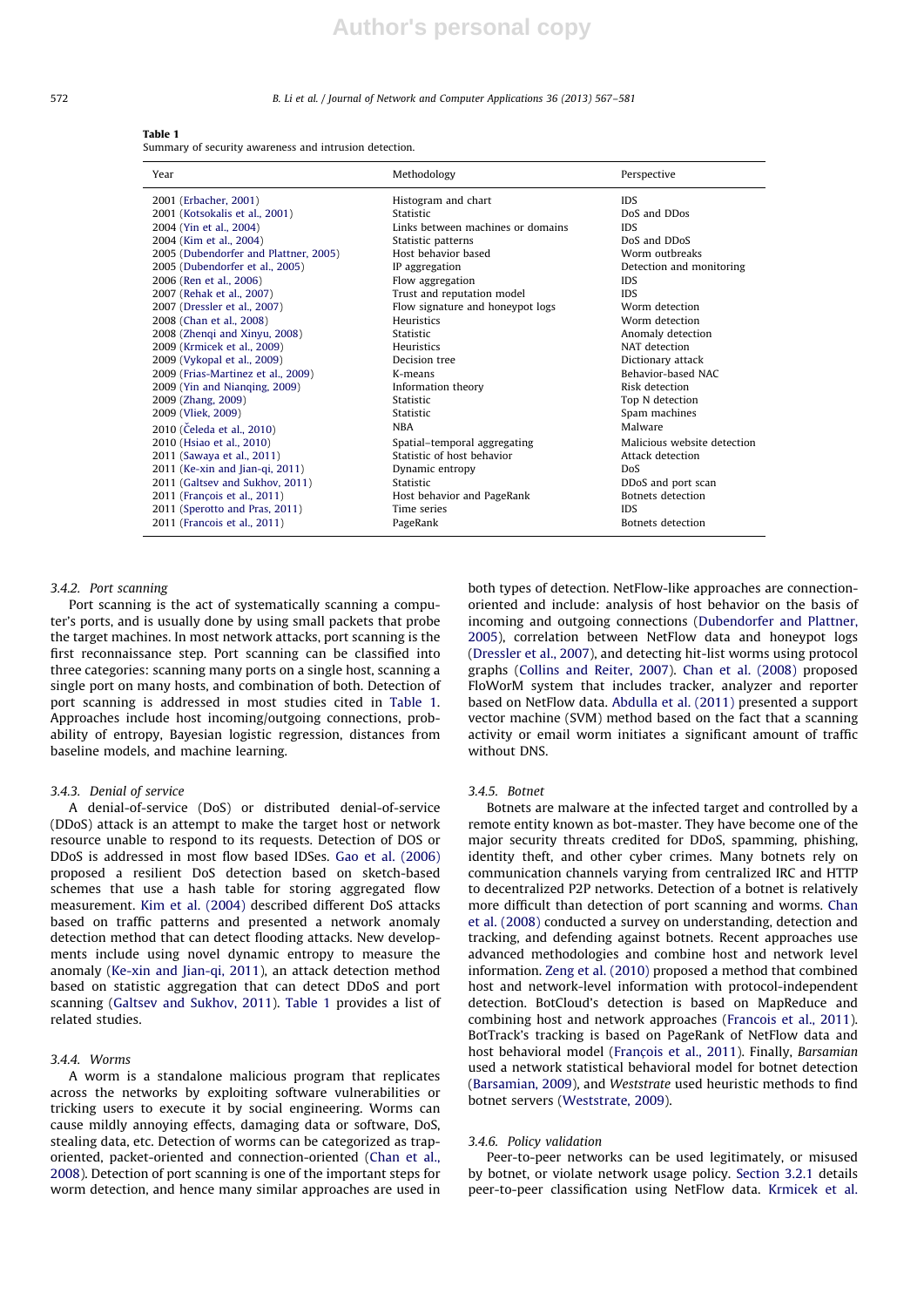**Table 1**
Summary of security awareness and intrusion detection.

| Year | Methodology | Perspective |
|---|---|---|
| 2001 (Erbacher, 2001) | Histogram and chart | IDS |
| 2001 (Kotsokalis et al., 2001) | Statistic | DoS and DDos |
| 2004 (Yin et al., 2004) | Links between machines or domains | IDS |
| 2004 (Kim et al., 2004) | Statistic patterns | DoS and DDoS |
| 2005 (Dubendorfer and Plattner, 2005) | Host behavior based | Worm outbreaks |
| 2005 (Dubendorfer et al., 2005) | IP aggregation | Detection and monitoring |
| 2006 (Ren et al., 2006) | Flow aggregation | IDS |
| 2007 (Rehak et al., 2007) | Trust and reputation model | IDS |
| 2007 (Dressler et al., 2007) | Flow signature and honeypot logs | Worm detection |
| 2008 (Chan et al., 2008) | Heuristics | Worm detection |
| 2008 (Zhenqi and Xinyu, 2008) | Statistic | Anomaly detection |
| 2009 (Krmicek et al., 2009) | Heuristics | NAT detection |
| 2009 (Vykopal et al., 2009) | Decision tree | Dictionary attack |
| 2009 (Frias-Martinez et al., 2009) | K-means | Behavior-based NAC |
| 2009 (Yin and Nianqing, 2009) | Information theory | Risk detection |
| 2009 (Zhang, 2009) | Statistic | Top N detection |
| 2009 (Vliek, 2009) | Statistic | Spam machines |
| 2010 (Čeleda et al., 2010) | NBA | Malware |
| 2010 (Hsiao et al., 2010) | Spatial–temporal aggregating | Malicious website detection |
| 2011 (Sawaya et al., 2011) | Statistic of host behavior | Attack detection |
| 2011 (Ke-xin and Jian-qi, 2011) | Dynamic entropy | DoS |
| 2011 (Galtsev and Sukhov, 2011) | Statistic | DDoS and port scan |
| 2011 (François et al., 2011) | Host behavior and PageRank | Botnets detection |
| 2011 (Sperotto and Pras, 2011) | Time series | IDS |
| 2011 (Francois et al., 2011) | PageRank | Botnets detection |

### 3.4.2. Port scanning

Port scanning is the act of systematically scanning a computer's ports, and is usually done by using small packets that probe the target machines. In most network attacks, port scanning is the first reconnaissance step. Port scanning can be classified into three categories: scanning many ports on a single host, scanning a single port on many hosts, and combination of both. Detection of port scanning is addressed in most studies cited in Table 1. Approaches include host incoming/outgoing connections, probability of entropy, Bayesian logistic regression, distances from baseline models, and machine learning.

### 3.4.3. Denial of service

A denial-of-service (DoS) or distributed denial-of-service (DDoS) attack is an attempt to make the target host or network resource unable to respond to its requests. Detection of DOS or DDoS is addressed in most flow based IDSes. Gao et al. (2006) proposed a resilient DoS detection based on sketch-based schemes that use a hash table for storing aggregated flow measurement. Kim et al. (2004) described different DoS attacks based on traffic patterns and presented a network anomaly detection method that can detect flooding attacks. New developments include using novel dynamic entropy to measure the anomaly (Ke-xin and Jian-qi, 2011), an attack detection method based on statistic aggregation that can detect DDoS and port scanning (Galtsev and Sukhov, 2011). Table 1 provides a list of related studies.

### 3.4.4. Worms

A worm is a standalone malicious program that replicates across the networks by exploiting software vulnerabilities or tricking users to execute it by social engineering. Worms can cause mildly annoying effects, damaging data or software, DoS, stealing data, etc. Detection of worms can be categorized as trap-oriented, packet-oriented and connection-oriented (Chan et al., 2008). Detection of port scanning is one of the important steps for worm detection, and hence many similar approaches are used in both types of detection. NetFlow-like approaches are connection-oriented and include: analysis of host behavior on the basis of incoming and outgoing connections (Dubendorfer and Plattner, 2005), correlation between NetFlow data and honeypot logs (Dressler et al., 2007), and detecting hit-list worms using protocol graphs (Collins and Reiter, 2007). Chan et al. (2008) proposed FloWorM system that includes tracker, analyzer and reporter based on NetFlow data. Abdulla et al. (2011) presented a support vector machine (SVM) method based on the fact that a scanning activity or email worm initiates a significant amount of traffic without DNS.

### 3.4.5. Botnet

Botnets are malware at the infected target and controlled by a remote entity known as bot-master. They have become one of the major security threats credited for DDoS, spamming, phishing, identity theft, and other cyber crimes. Many botnets rely on communication channels varying from centralized IRC and HTTP to decentralized P2P networks. Detection of a botnet is relatively more difficult than detection of port scanning and worms. Chan et al. (2008) conducted a survey on understanding, detection and tracking, and defending against botnets. Recent approaches use advanced methodologies and combine host and network level information. Zeng et al. (2010) proposed a method that combined host and network-level information with protocol-independent detection. BotCloud's detection is based on MapReduce and combining host and network approaches (Francois et al., 2011). BotTrack's tracking is based on PageRank of NetFlow data and host behavioral model (François et al., 2011). Finally, *Barsamian* used a network statistical behavioral model for botnet detection (Barsamian, 2009), and *Weststrate* used heuristic methods to find botnet servers (Weststrate, 2009).

### 3.4.6. Policy validation

Peer-to-peer networks can be used legitimately, or misused by botnet, or violate network usage policy. Section 3.2.1 details peer-to-peer classification using NetFlow data. Krmicek et al.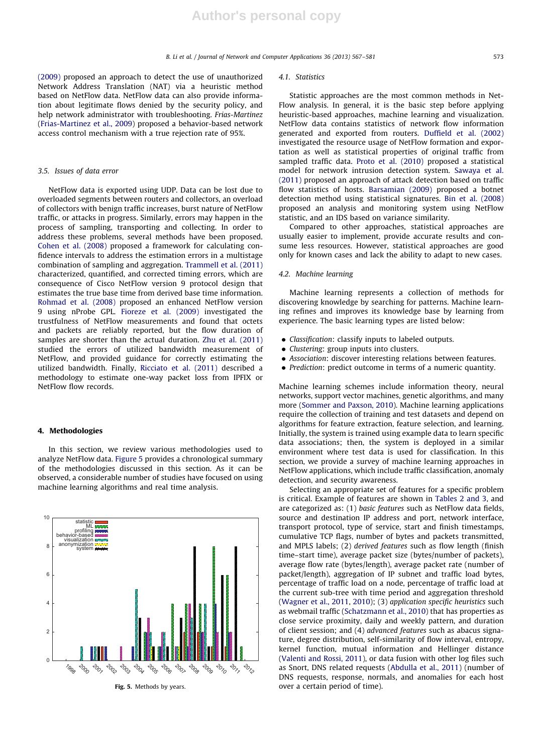(2009) proposed an approach to detect the use of unauthorized Network Address Translation (NAT) via a heuristic method based on NetFlow data. NetFlow data can also provide information about legitimate flows denied by the security policy, and help network administrator with troubleshooting. *Frias-Martinez* (Frias-Martinez et al., 2009) proposed a behavior-based network access control mechanism with a true rejection rate of 95%.

### 3.5. Issues of data error

NetFlow data is exported using UDP. Data can be lost due to overloaded segments between routers and collectors, an overload of collectors with benign traffic increases, burst nature of NetFlow traffic, or attacks in progress. Similarly, errors may happen in the process of sampling, transporting and collecting. In order to address these problems, several methods have been proposed. Cohen et al. (2008) proposed a framework for calculating confidence intervals to address the estimation errors in a multistage combination of sampling and aggregation. Trammell et al. (2011) characterized, quantified, and corrected timing errors, which are consequence of Cisco NetFlow version 9 protocol design that estimates the true base time from derived base time information. Rohmad et al. (2008) proposed an enhanced NetFlow version 9 using nProbe GPL. Fioreze et al. (2009) investigated the trustfulness of NetFlow measurements and found that octets and packets are reliably reported, but the flow duration of samples are shorter than the actual duration. Zhu et al. (2011) studied the errors of utilized bandwidth measurement of NetFlow, and provided guidance for correctly estimating the utilized bandwidth. Finally, Ricciato et al. (2011) described a methodology to estimate one-way packet loss from IPFIX or NetFlow flow records.

## 4. Methodologies

In this section, we review various methodologies used to analyze NetFlow data. Figure 5 provides a chronological summary of the methodologies discussed in this section. As it can be observed, a considerable number of studies have focused on using machine learning algorithms and real time analysis.

Fig. 5. Methods by years.

### 4.1. Statistics

Statistic approaches are the most common methods in NetFlow analysis. In general, it is the basic step before applying heuristic-based approaches, machine learning and visualization. NetFlow data contains statistics of network flow information generated and exported from routers. Duffield et al. (2002) investigated the resource usage of NetFlow formation and exportation as well as statistical properties of original traffic from sampled traffic data. Proto et al. (2010) proposed a statistical model for network intrusion detection system. Sawaya et al. (2011) proposed an approach of attack detection based on traffic flow statistics of hosts. Barsamian (2009) proposed a botnet detection method using statistical signatures. Bin et al. (2008) proposed an analysis and monitoring system using NetFlow statistic, and an IDS based on variance similarity.

Compared to other approaches, statistical approaches are usually easier to implement, provide accurate results and consume less resources. However, statistical approaches are good only for known cases and lack the ability to adapt to new cases.

### 4.2. Machine learning

Machine learning represents a collection of methods for discovering knowledge by searching for patterns. Machine learning refines and improves its knowledge base by learning from experience. The basic learning types are listed below:

- *Classification*: classify inputs to labeled outputs.
- *Clustering*: group inputs into clusters.
- *Association*: discover interesting relations between features.
- *Prediction*: predict outcome in terms of a numeric quantity.

Machine learning schemes include information theory, neural networks, support vector machines, genetic algorithms, and many more (Sommer and Paxson, 2010). Machine learning applications require the collection of training and test datasets and depend on algorithms for feature extraction, feature selection, and learning. Initially, the system is trained using example data to learn specific data associations; then, the system is deployed in a similar environment where test data is used for classification. In this section, we provide a survey of machine learning approaches in NetFlow applications, which include traffic classification, anomaly detection, and security awareness.

Selecting an appropriate set of features for a specific problem is critical. Example of features are shown in Tables 2 and 3, and are categorized as: (1) *basic features* such as NetFlow data fields, source and destination IP address and port, network interface, transport protocol, type of service, start and finish timestamps, cumulative TCP flags, number of bytes and packets transmitted, and MPLS labels; (2) *derived features* such as flow length (finish time–start time), average packet size (bytes/number of packets), average flow rate (bytes/length), average packet rate (number of packet/length), aggregation of IP subnet and traffic load bytes, percentage of traffic load on a node, percentage of traffic load at the current sub-tree with time period and aggregation threshold (Wagner et al., 2011, 2010); (3) *application specific heuristics* such as webmail traffic (Schatzmann et al., 2010) that has properties as close service proximity, daily and weekly pattern, and duration of client session; and (4) *advanced features* such as abacus signature, degree distribution, self-similarity of flow interval, entropy, kernel function, mutual information and Hellinger distance (Valenti and Rossi, 2011), or data fusion with other log files such as Snort, DNS related requests (Abdulla et al., 2011) (number of DNS requests, response, normals, and anomalies for each host over a certain period of time).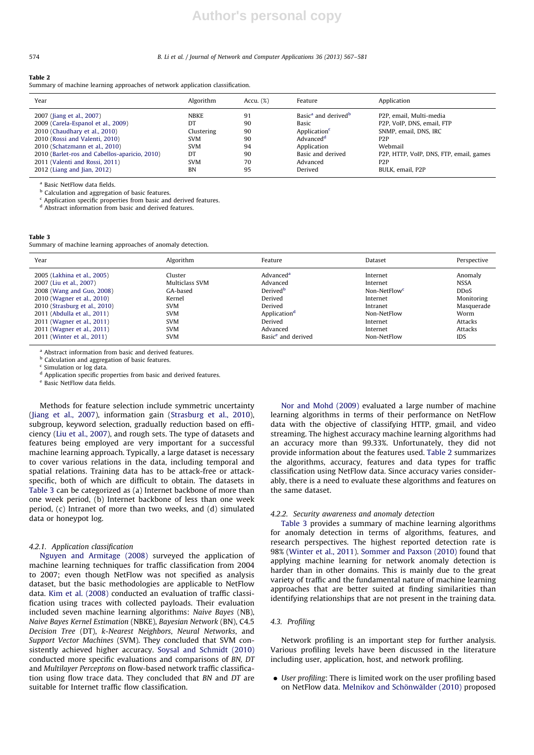**Table 2**
Summary of machine learning approaches of network application classification.

| Year | Algorithm | Accu. (%) | Feature | Application |
|---|---|---|---|---|
| 2007 (Jiang et al., 2007) | NBKE | 91 | Basic[a] and derived[b] | P2P, email, Multi-media |
| 2009 (Carela-Espanol et al., 2009) | DT | 90 | Basic | P2P, VoIP, DNS, email, FTP |
| 2010 (Chaudhary et al., 2010) | Clustering | 90 | Application[c] | SNMP, email, DNS, IRC |
| 2010 (Rossi and Valenti, 2010) | SVM | 90 | Advanced[d] | P2P |
| 2010 (Schatzmann et al., 2010) | SVM | 94 | Application | Webmail |
| 2010 (Barlet-ros and Cabellos-aparicio, 2010) | DT | 90 | Basic and derived | P2P, HTTP, VoIP, DNS, FTP, email, games |
| 2011 (Valenti and Rossi, 2011) | SVM | 70 | Advanced | P2P |
| 2012 (Liang and Jian, 2012) | BN | 95 | Derived | BULK, email, P2P |

[a] Basic NetFlow data fields.
[b] Calculation and aggregation of basic features.
[c] Application specific properties from basic and derived features.
[d] Abstract information from basic and derived features.

**Table 3**
Summary of machine learning approaches of anomaly detection.

| Year | Algorithm | Feature | Dataset | Perspective |
|---|---|---|---|---|
| 2005 (Lakhina et al., 2005) | Cluster | Advanced[a] | Internet | Anomaly |
| 2007 (Liu et al., 2007) | Multiclass SVM | Advanced | Internet | NSSA |
| 2008 (Wang and Guo, 2008) | GA-based | Derived[b] | Non-NetFlow[c] | DDoS |
| 2010 (Wagner et al., 2010) | Kernel | Derived | Internet | Monitoring |
| 2010 (Strasburg et al., 2010) | SVM | Derived | Intranet | Masquerade |
| 2011 (Abdulla et al., 2011) | SVM | Application[d] | Non-NetFlow | Worm |
| 2011 (Wagner et al., 2011) | SVM | Derived | Internet | Attacks |
| 2011 (Wagner et al., 2011) | SVM | Advanced | Internet | Attacks |
| 2011 (Winter et al., 2011) | SVM | Basic[e] and derived | Non-NetFlow | IDS |

[a] Abstract information from basic and derived features.
[b] Calculation and aggregation of basic features.
[c] Simulation or log data.
[d] Application specific properties from basic and derived features.
[e] Basic NetFlow data fields.

Methods for feature selection include symmetric uncertainty (Jiang et al., 2007), information gain (Strasburg et al., 2010), subgroup, keyword selection, gradually reduction based on efficiency (Liu et al., 2007), and rough sets. The type of datasets and features being employed are very important for a successful machine learning approach. Typically, a large dataset is necessary to cover various relations in the data, including temporal and spatial relations. Training data has to be attack-free or attack-specific, both of which are difficult to obtain. The datasets in Table 3 can be categorized as (a) Internet backbone of more than one week period, (b) Internet backbone of less than one week period, (c) Intranet of more than two weeks, and (d) simulated data or honeypot log.

#### 4.2.1. Application classification

Nguyen and Armitage (2008) surveyed the application of machine learning techniques for traffic classification from 2004 to 2007; even though NetFlow was not specified as analysis dataset, but the basic methodologies are applicable to NetFlow data. Kim et al. (2008) conducted an evaluation of traffic classification using traces with collected payloads. Their evaluation included seven machine learning algorithms: *Naive Bayes* (NB), *Naive Bayes Kernel Estimation* (NBKE), *Bayesian Network* (BN), C4.5 *Decision Tree* (DT), *k-Nearest Neighbors*, *Neural Networks*, and *Support Vector Machines* (SVM). They concluded that SVM consistently achieved higher accuracy. Soysal and Schmidt (2010) conducted more specific evaluations and comparisons of *BN, DT* and *Multilayer Perceptons* on flow-based network traffic classification using flow trace data. They concluded that *BN* and *DT* are suitable for Internet traffic flow classification.

Nor and Mohd (2009) evaluated a large number of machine learning algorithms in terms of their performance on NetFlow data with the objective of classifying HTTP, gmail, and video streaming. The highest accuracy machine learning algorithms had an accuracy more than 99.33%. Unfortunately, they did not provide information about the features used. Table 2 summarizes the algorithms, accuracy, features and data types for traffic classification using NetFlow data. Since accuracy varies considerably, there is a need to evaluate these algorithms and features on the same dataset.

#### 4.2.2. Security awareness and anomaly detection

Table 3 provides a summary of machine learning algorithms for anomaly detection in terms of algorithms, features, and research perspectives. The highest reported detection rate is 98% (Winter et al., 2011). Sommer and Paxson (2010) found that applying machine learning for network anomaly detection is harder than in other domains. This is mainly due to the great variety of traffic and the fundamental nature of machine learning approaches that are better suited at finding similarities than identifying relationships that are not present in the training data.

### 4.3. Profiling

Network profiling is an important step for further analysis. Various profiling levels have been discussed in the literature including user, application, host, and network profiling.

- *User profiling*: There is limited work on the user profiling based on NetFlow data. Melnikov and Schönwälder (2010) proposed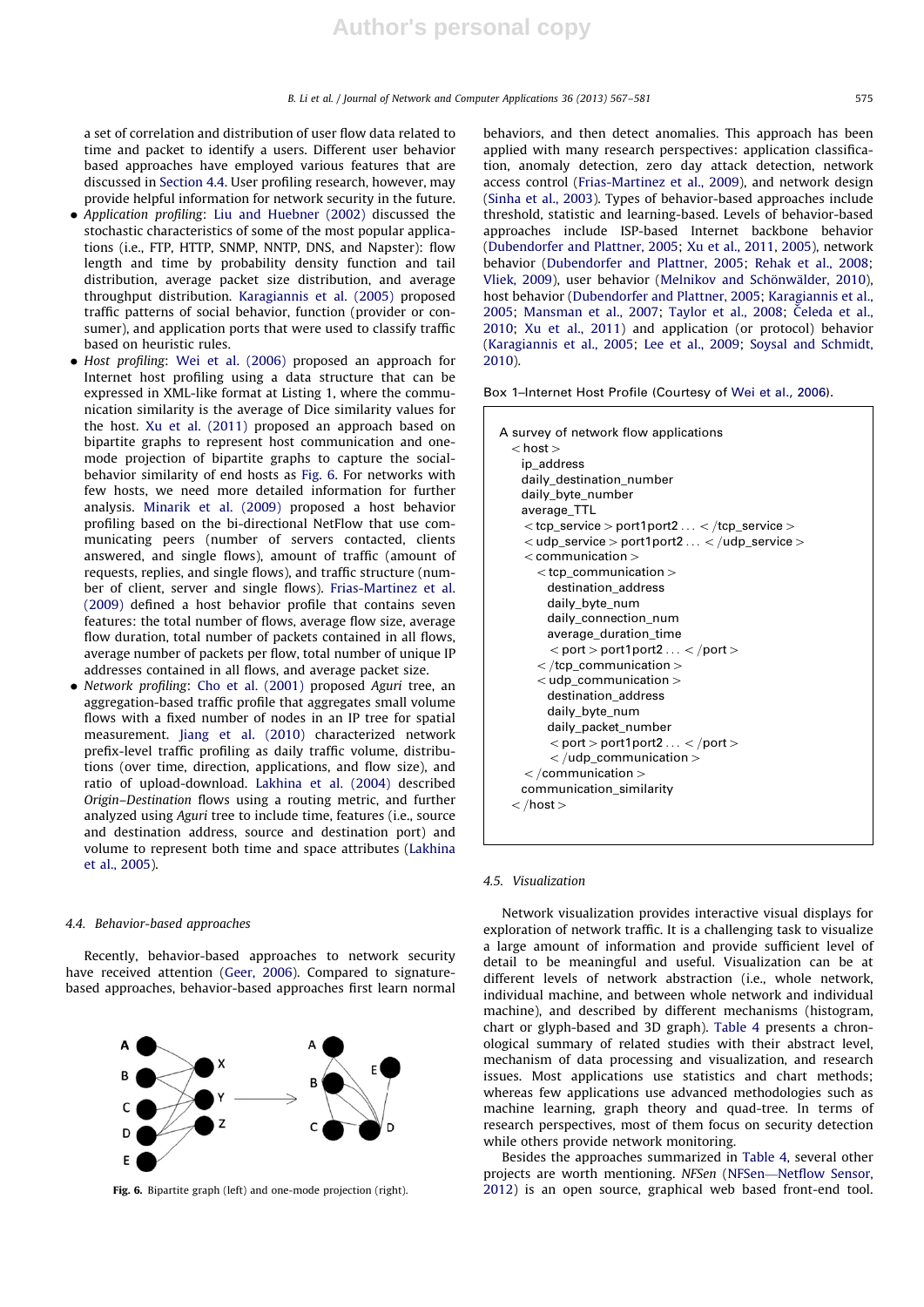a set of correlation and distribution of user flow data related to time and packet to identify a users. Different user behavior based approaches have employed various features that are discussed in Section 4.4. User profiling research, however, may provide helpful information for network security in the future.

- *Application profiling*: Liu and Huebner (2002) discussed the stochastic characteristics of some of the most popular applications (i.e., FTP, HTTP, SNMP, NNTP, DNS, and Napster): flow length and time by probability density function and tail distribution, average packet size distribution, and average throughput distribution. Karagiannis et al. (2005) proposed traffic patterns of social behavior, function (provider or consumer), and application ports that were used to classify traffic based on heuristic rules.
- *Host profiling*: Wei et al. (2006) proposed an approach for Internet host profiling using a data structure that can be expressed in XML-like format at Listing 1, where the communication similarity is the average of Dice similarity values for the host. Xu et al. (2011) proposed an approach based on bipartite graphs to represent host communication and one-mode projection of bipartite graphs to capture the social-behavior similarity of end hosts as Fig. 6. For networks with few hosts, we need more detailed information for further analysis. Minarik et al. (2009) proposed a host behavior profiling based on the bi-directional NetFlow that use communicating peers (number of servers contacted, clients answered, and single flows), amount of traffic (amount of requests, replies, and single flows), and traffic structure (number of client, server and single flows). Frias-Martinez et al. (2009) defined a host behavior profile that contains seven features: the total number of flows, average flow size, average flow duration, total number of packets contained in all flows, average number of packets per flow, total number of unique IP addresses contained in all flows, and average packet size.
- *Network profiling*: Cho et al. (2001) proposed *Aguri* tree, an aggregation-based traffic profile that aggregates small volume flows with a fixed number of nodes in an IP tree for spatial measurement. Jiang et al. (2010) characterized network prefix-level traffic profiling as daily traffic volume, distributions (over time, direction, applications, and flow size), and ratio of upload-download. Lakhina et al. (2004) described *Origin–Destination* flows using a routing metric, and further analyzed using *Aguri* tree to include time, features (i.e., source and destination address, source and destination port) and volume to represent both time and space attributes (Lakhina et al., 2005).

### 4.4. Behavior-based approaches

Recently, behavior-based approaches to network security have received attention (Geer, 2006). Compared to signature-based approaches, behavior-based approaches first learn normal behaviors, and then detect anomalies. This approach has been applied with many research perspectives: application classification, anomaly detection, zero day attack detection, network access control (Frias-Martinez et al., 2009), and network design (Sinha et al., 2003). Types of behavior-based approaches include threshold, statistic and learning-based. Levels of behavior-based approaches include ISP-based Internet backbone behavior (Dubendorfer and Plattner, 2005; Xu et al., 2011, 2005), network behavior (Dubendorfer and Plattner, 2005; Rehak et al., 2008; Vliek, 2009), user behavior (Melnikov and Schönwälder, 2010), host behavior (Dubendorfer and Plattner, 2005; Karagiannis et al., 2005; Mansman et al., 2007; Taylor et al., 2008; Čeleda et al., 2010; Xu et al., 2011) and application (or protocol) behavior (Karagiannis et al., 2005; Lee et al., 2009; Soysal and Schmidt, 2010).

Fig. 6. Bipartite graph (left) and one-mode projection (right).

Box 1–Internet Host Profile (Courtesy of Wei et al., 2006).

```
A survey of network flow applications
  <host>
    ip_address
    daily_destination_number
    daily_byte_number
    average_TTL
     <tcp_service> port1port2 ... </tcp_service>
     <udp_service> port1port2 ... </udp_service>
     <communication>
       <tcp_communication>
         destination_address
         daily_byte_num
         daily_connection_num
         average_duration_time
          <port> port1port2 ... </port>
       </tcp_communication>
       <udp_communication>
         destination_address
         daily_byte_num
         daily_packet_number
          <port> port1port2 ... </port>
          </udp_communication>
     </communication>
    communication_similarity
  </host>
```

### 4.5. Visualization

Network visualization provides interactive visual displays for exploration of network traffic. It is a challenging task to visualize a large amount of information and provide sufficient level of detail to be meaningful and useful. Visualization can be at different levels of network abstraction (i.e., whole network, individual machine, and between whole network and individual machine), and described by different mechanisms (histogram, chart or glyph-based and 3D graph). Table 4 presents a chronological summary of related studies with their abstract level, mechanism of data processing and visualization, and research issues. Most applications use statistics and chart methods; whereas few applications use advanced methodologies such as machine learning, graph theory and quad-tree. In terms of research perspectives, most of them focus on security detection while others provide network monitoring.

Besides the approaches summarized in Table 4, several other projects are worth mentioning. *NFSen* (NFSen—Netflow Sensor, 2012) is an open source, graphical web based front-end tool.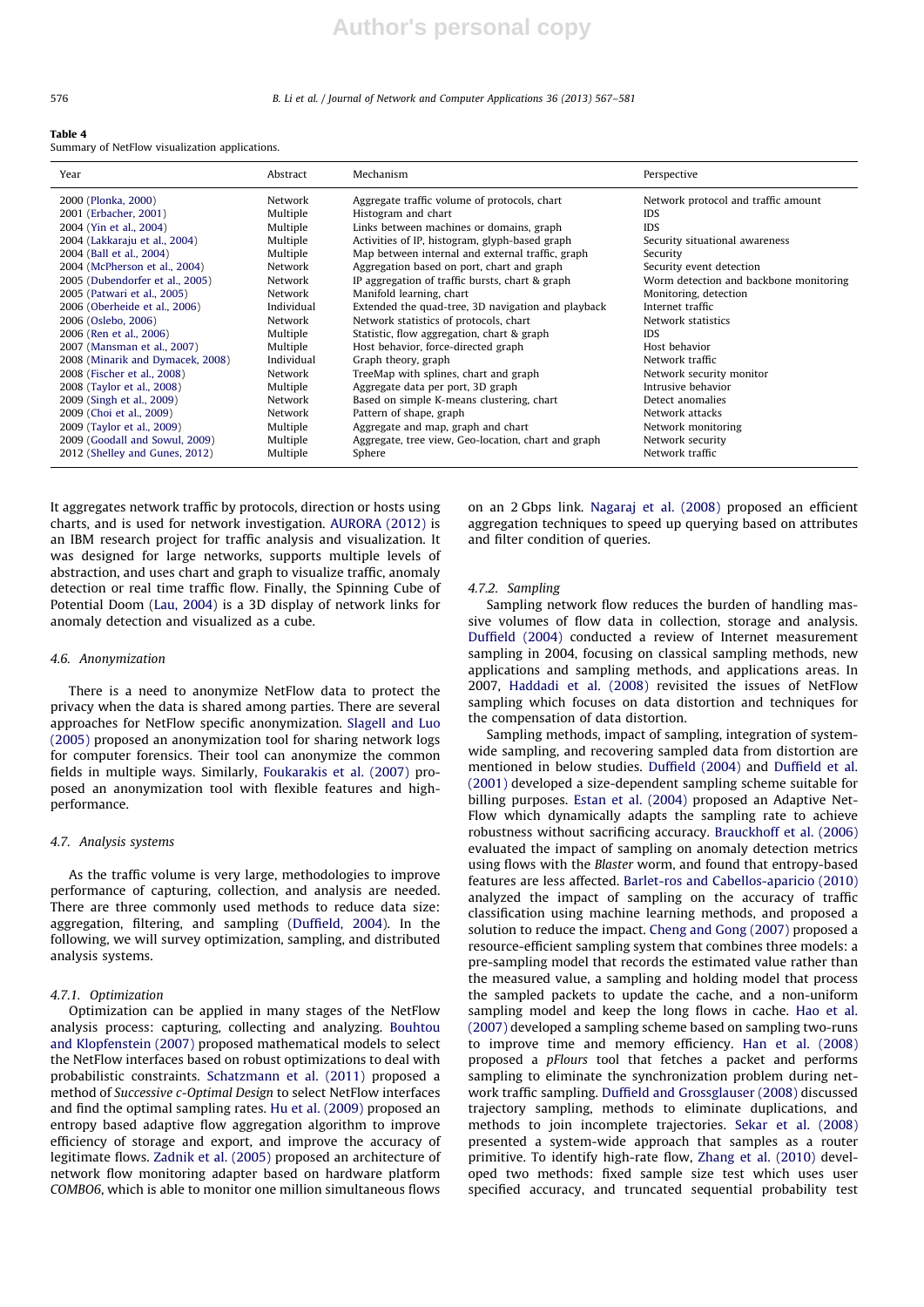**Table 4**
Summary of NetFlow visualization applications.

| Year | Abstract | Mechanism | Perspective |
|---|---|---|---|
| 2000 (Plonka, 2000) | Network | Aggregate traffic volume of protocols, chart | Network protocol and traffic amount |
| 2001 (Erbacher, 2001) | Multiple | Histogram and chart | IDS |
| 2004 (Yin et al., 2004) | Multiple | Links between machines or domains, graph | IDS |
| 2004 (Lakkaraju et al., 2004) | Multiple | Activities of IP, histogram, glyph-based graph | Security situational awareness |
| 2004 (Ball et al., 2004) | Multiple | Map between internal and external traffic, graph | Security |
| 2004 (McPherson et al., 2004) | Network | Aggregation based on port, chart and graph | Security event detection |
| 2005 (Dubendorfer et al., 2005) | Network | IP aggregation of traffic bursts, chart & graph | Worm detection and backbone monitoring |
| 2005 (Patwari et al., 2005) | Network | Manifold learning, chart | Monitoring, detection |
| 2006 (Oberheide et al., 2006) | Individual | Extended the quad-tree, 3D navigation and playback | Internet traffic |
| 2006 (Oslebo, 2006) | Network | Network statistics of protocols, chart | Network statistics |
| 2006 (Ren et al., 2006) | Multiple | Statistic, flow aggregation, chart & graph | IDS |
| 2007 (Mansman et al., 2007) | Multiple | Host behavior, force-directed graph | Host behavior |
| 2008 (Minarik and Dymacek, 2008) | Individual | Graph theory, graph | Network traffic |
| 2008 (Fischer et al., 2008) | Network | TreeMap with splines, chart and graph | Network security monitor |
| 2008 (Taylor et al., 2008) | Multiple | Aggregate data per port, 3D graph | Intrusive behavior |
| 2009 (Singh et al., 2009) | Network | Based on simple K-means clustering, chart | Detect anomalies |
| 2009 (Choi et al., 2009) | Network | Pattern of shape, graph | Network attacks |
| 2009 (Taylor et al., 2009) | Multiple | Aggregate and map, graph and chart | Network monitoring |
| 2009 (Goodall and Sowul, 2009) | Multiple | Aggregate, tree view, Geo-location, chart and graph | Network security |
| 2012 (Shelley and Gunes, 2012) | Multiple | Sphere | Network traffic |

It aggregates network traffic by protocols, direction or hosts using charts, and is used for network investigation. AURORA (2012) is an IBM research project for traffic analysis and visualization. It was designed for large networks, supports multiple levels of abstraction, and uses chart and graph to visualize traffic, anomaly detection or real time traffic flow. Finally, the Spinning Cube of Potential Doom (Lau, 2004) is a 3D display of network links for anomaly detection and visualized as a cube.

### 4.6. Anonymization

There is a need to anonymize NetFlow data to protect the privacy when the data is shared among parties. There are several approaches for NetFlow specific anonymization. Slagell and Luo (2005) proposed an anonymization tool for sharing network logs for computer forensics. Their tool can anonymize the common fields in multiple ways. Similarly, Foukarakis et al. (2007) proposed an anonymization tool with flexible features and high-performance.

### 4.7. Analysis systems

As the traffic volume is very large, methodologies to improve performance of capturing, collection, and analysis are needed. There are three commonly used methods to reduce data size: aggregation, filtering, and sampling (Duffield, 2004). In the following, we will survey optimization, sampling, and distributed analysis systems.

#### 4.7.1. Optimization

Optimization can be applied in many stages of the NetFlow analysis process: capturing, collecting and analyzing. Bouhtou and Klopfenstein (2007) proposed mathematical models to select the NetFlow interfaces based on robust optimizations to deal with probabilistic constraints. Schatzmann et al. (2011) proposed a method of *Successive c-Optimal Design* to select NetFlow interfaces and find the optimal sampling rates. Hu et al. (2009) proposed an entropy based adaptive flow aggregation algorithm to improve efficiency of storage and export, and improve the accuracy of legitimate flows. Zadnik et al. (2005) proposed an architecture of network flow monitoring adapter based on hardware platform *COMBO6*, which is able to monitor one million simultaneous flows on an 2 Gbps link. Nagaraj et al. (2008) proposed an efficient aggregation techniques to speed up querying based on attributes and filter condition of queries.

#### 4.7.2. Sampling

Sampling network flow reduces the burden of handling massive volumes of flow data in collection, storage and analysis. Duffield (2004) conducted a review of Internet measurement sampling in 2004, focusing on classical sampling methods, new applications and sampling methods, and applications areas. In 2007, Haddadi et al. (2008) revisited the issues of NetFlow sampling which focuses on data distortion and techniques for the compensation of data distortion.

Sampling methods, impact of sampling, integration of system-wide sampling, and recovering sampled data from distortion are mentioned in below studies. Duffield (2004) and Duffield et al. (2001) developed a size-dependent sampling scheme suitable for billing purposes. Estan et al. (2004) proposed an Adaptive NetFlow which dynamically adapts the sampling rate to achieve robustness without sacrificing accuracy. Brauckhoff et al. (2006) evaluated the impact of sampling on anomaly detection metrics using flows with the *Blaster* worm, and found that entropy-based features are less affected. Barlet-ros and Cabellos-aparicio (2010) analyzed the impact of sampling on the accuracy of traffic classification using machine learning methods, and proposed a solution to reduce the impact. Cheng and Gong (2007) proposed a resource-efficient sampling system that combines three models: a pre-sampling model that records the estimated value rather than the measured value, a sampling and holding model that process the sampled packets to update the cache, and a non-uniform sampling model and keep the long flows in cache. Hao et al. (2007) developed a sampling scheme based on sampling two-runs to improve time and memory efficiency. Han et al. (2008) proposed a *pFlours* tool that fetches a packet and performs sampling to eliminate the synchronization problem during network traffic sampling. Duffield and Grossglauser (2008) discussed trajectory sampling, methods to eliminate duplications, and methods to join incomplete trajectories. Sekar et al. (2008) presented a system-wide approach that samples as a router primitive. To identify high-rate flow, Zhang et al. (2010) developed two methods: fixed sample size test which uses user specified accuracy, and truncated sequential probability test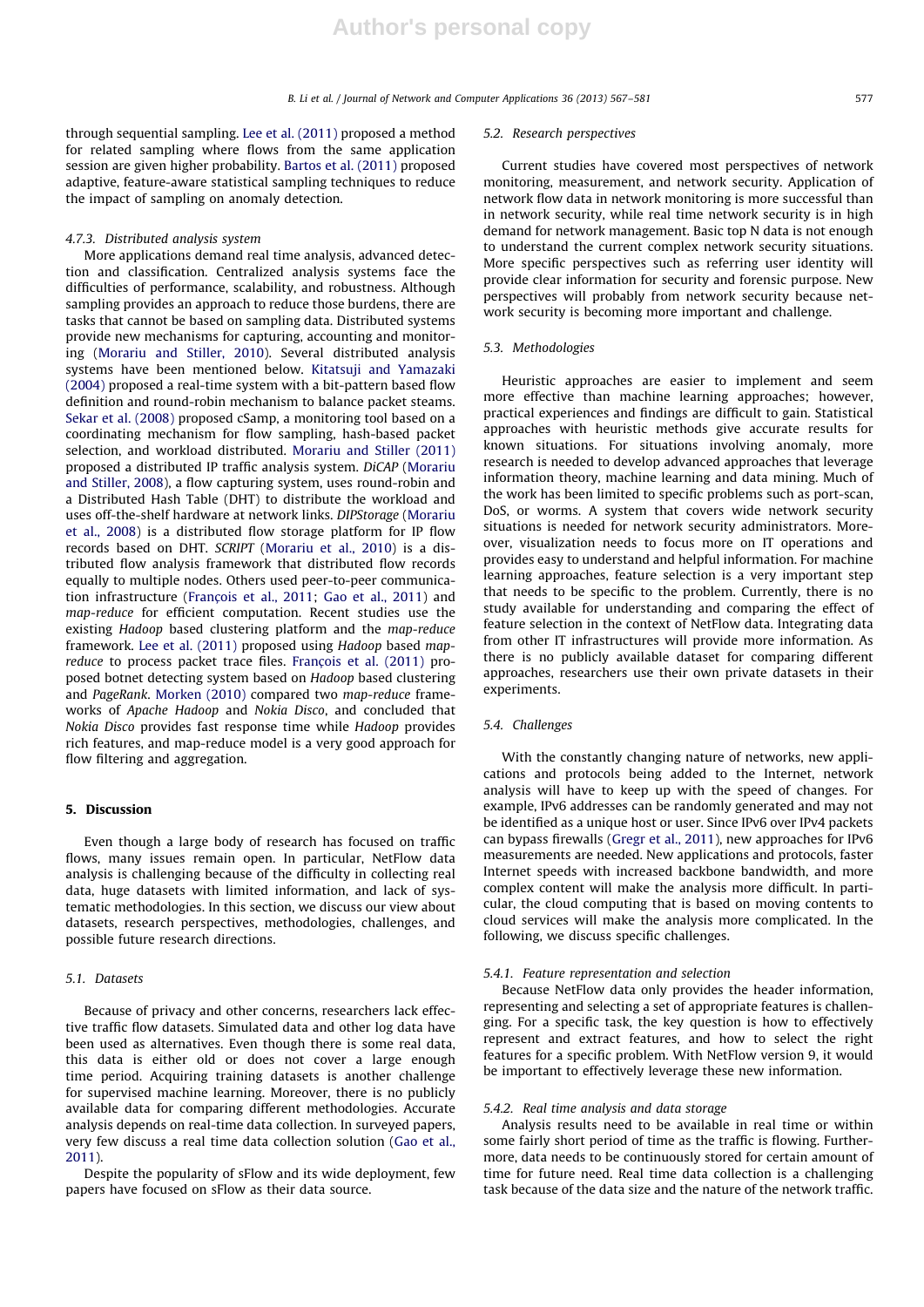through sequential sampling. Lee et al. (2011) proposed a method for related sampling where flows from the same application session are given higher probability. Bartos et al. (2011) proposed adaptive, feature-aware statistical sampling techniques to reduce the impact of sampling on anomaly detection.

#### 4.7.3. Distributed analysis system

More applications demand real time analysis, advanced detection and classification. Centralized analysis systems face the difficulties of performance, scalability, and robustness. Although sampling provides an approach to reduce those burdens, there are tasks that cannot be based on sampling data. Distributed systems provide new mechanisms for capturing, accounting and monitoring (Morariu and Stiller, 2010). Several distributed analysis systems have been mentioned below. Kitatsuji and Yamazaki (2004) proposed a real-time system with a bit-pattern based flow definition and round-robin mechanism to balance packet steams. Sekar et al. (2008) proposed cSamp, a monitoring tool based on a coordinating mechanism for flow sampling, hash-based packet selection, and workload distributed. Morariu and Stiller (2011) proposed a distributed IP traffic analysis system. *DiCAP* (Morariu and Stiller, 2008), a flow capturing system, uses round-robin and a Distributed Hash Table (DHT) to distribute the workload and uses off-the-shelf hardware at network links. *DIPStorage* (Morariu et al., 2008) is a distributed flow storage platform for IP flow records based on DHT. *SCRIPT* (Morariu et al., 2010) is a distributed flow analysis framework that distributed flow records equally to multiple nodes. Others used peer-to-peer communication infrastructure (François et al., 2011; Gao et al., 2011) and *map-reduce* for efficient computation. Recent studies use the existing *Hadoop* based clustering platform and the *map-reduce* framework. Lee et al. (2011) proposed using *Hadoop* based *map-reduce* to process packet trace files. François et al. (2011) proposed botnet detecting system based on *Hadoop* based clustering and *PageRank*. Morken (2010) compared two *map-reduce* frameworks of *Apache Hadoop* and *Nokia Disco*, and concluded that *Nokia Disco* provides fast response time while *Hadoop* provides rich features, and map-reduce model is a very good approach for flow filtering and aggregation.

## 5. Discussion

Even though a large body of research has focused on traffic flows, many issues remain open. In particular, NetFlow data analysis is challenging because of the difficulty in collecting real data, huge datasets with limited information, and lack of systematic methodologies. In this section, we discuss our view about datasets, research perspectives, methodologies, challenges, and possible future research directions.

### 5.1. Datasets

Because of privacy and other concerns, researchers lack effective traffic flow datasets. Simulated data and other log data have been used as alternatives. Even though there is some real data, this data is either old or does not cover a large enough time period. Acquiring training datasets is another challenge for supervised machine learning. Moreover, there is no publicly available data for comparing different methodologies. Accurate analysis depends on real-time data collection. In surveyed papers, very few discuss a real time data collection solution (Gao et al., 2011).

Despite the popularity of sFlow and its wide deployment, few papers have focused on sFlow as their data source.

### 5.2. Research perspectives

Current studies have covered most perspectives of network monitoring, measurement, and network security. Application of network flow data in network monitoring is more successful than in network security, while real time network security is in high demand for network management. Basic top N data is not enough to understand the current complex network security situations. More specific perspectives such as referring user identity will provide clear information for security and forensic purpose. New perspectives will probably from network security because network security is becoming more important and challenge.

### 5.3. Methodologies

Heuristic approaches are easier to implement and seem more effective than machine learning approaches; however, practical experiences and findings are difficult to gain. Statistical approaches with heuristic methods give accurate results for known situations. For situations involving anomaly, more research is needed to develop advanced approaches that leverage information theory, machine learning and data mining. Much of the work has been limited to specific problems such as port-scan, DoS, or worms. A system that covers wide network security situations is needed for network security administrators. Moreover, visualization needs to focus more on IT operations and provides easy to understand and helpful information. For machine learning approaches, feature selection is a very important step that needs to be specific to the problem. Currently, there is no study available for understanding and comparing the effect of feature selection in the context of NetFlow data. Integrating data from other IT infrastructures will provide more information. As there is no publicly available dataset for comparing different approaches, researchers use their own private datasets in their experiments.

### 5.4. Challenges

With the constantly changing nature of networks, new applications and protocols being added to the Internet, network analysis will have to keep up with the speed of changes. For example, IPv6 addresses can be randomly generated and may not be identified as a unique host or user. Since IPv6 over IPv4 packets can bypass firewalls (Gregr et al., 2011), new approaches for IPv6 measurements are needed. New applications and protocols, faster Internet speeds with increased backbone bandwidth, and more complex content will make the analysis more difficult. In particular, the cloud computing that is based on moving contents to cloud services will make the analysis more complicated. In the following, we discuss specific challenges.

#### 5.4.1. Feature representation and selection

Because NetFlow data only provides the header information, representing and selecting a set of appropriate features is challenging. For a specific task, the key question is how to effectively represent and extract features, and how to select the right features for a specific problem. With NetFlow version 9, it would be important to effectively leverage these new information.

#### 5.4.2. Real time analysis and data storage

Analysis results need to be available in real time or within some fairly short period of time as the traffic is flowing. Furthermore, data needs to be continuously stored for certain amount of time for future need. Real time data collection is a challenging task because of the data size and the nature of the network traffic.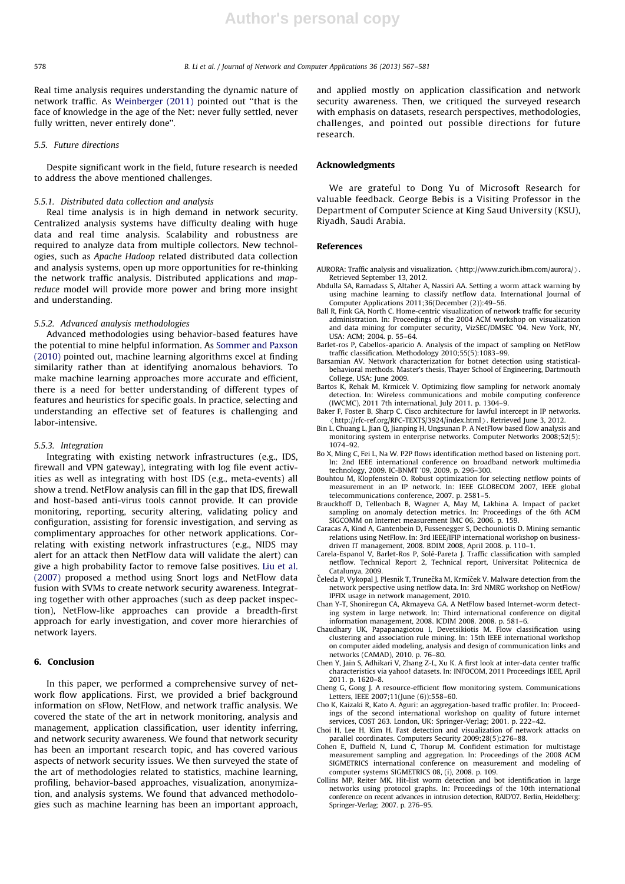Real time analysis requires understanding the dynamic nature of network traffic. As Weinberger (2011) pointed out "that is the face of knowledge in the age of the Net: never fully settled, never fully written, never entirely done".

### 5.5. Future directions

Despite significant work in the field, future research is needed to address the above mentioned challenges.

#### 5.5.1. Distributed data collection and analysis

Real time analysis is in high demand in network security. Centralized analysis systems have difficulty dealing with huge data and real time analysis. Scalability and robustness are required to analyze data from multiple collectors. New technologies, such as *Apache Hadoop* related distributed data collection and analysis systems, open up more opportunities for re-thinking the network traffic analysis. Distributed applications and *map-reduce* model will provide more power and bring more insight and understanding.

#### 5.5.2. Advanced analysis methodologies

Advanced methodologies using behavior-based features have the potential to mine helpful information. As Sommer and Paxson (2010) pointed out, machine learning algorithms excel at finding similarity rather than at identifying anomalous behaviors. To make machine learning approaches more accurate and efficient, there is a need for better understanding of different types of features and heuristics for specific goals. In practice, selecting and understanding an effective set of features is challenging and labor-intensive.

#### 5.5.3. Integration

Integrating with existing network infrastructures (e.g., IDS, firewall and VPN gateway), integrating with log file event activities as well as integrating with host IDS (e.g., meta-events) all show a trend. NetFlow analysis can fill in the gap that IDS, firewall and host-based anti-virus tools cannot provide. It can provide monitoring, reporting, security altering, validating policy and configuration, assisting for forensic investigation, and serving as complimentary approaches for other network applications. Correlating with existing network infrastructures (e.g., NIDS may alert for an attack then NetFlow data will validate the alert) can give a high probability factor to remove false positives. Liu et al. (2007) proposed a method using Snort logs and NetFlow data fusion with SVMs to create network security awareness. Integrating together with other approaches (such as deep packet inspection), NetFlow-like approaches can provide a breadth-first approach for early investigation, and cover more hierarchies of network layers.

## 6. Conclusion

In this paper, we performed a comprehensive survey of network flow applications. First, we provided a brief background information on sFlow, NetFlow, and network traffic analysis. We covered the state of the art in network monitoring, analysis and management, application classification, user identity inferring, and network security awareness. We found that network security has been an important research topic, and has covered various aspects of network security issues. We then surveyed the state of the art of methodologies related to statistics, machine learning, profiling, behavior-based approaches, visualization, anonymization, and analysis systems. We found that advanced methodologies such as machine learning has been an important approach, and applied mostly on application classification and network security awareness. Then, we critiqued the surveyed research with emphasis on datasets, research perspectives, methodologies, challenges, and pointed out possible directions for future research.

## Acknowledgments

We are grateful to Dong Yu of Microsoft Research for valuable feedback. George Bebis is a Visiting Professor in the Department of Computer Science at King Saud University (KSU), Riyadh, Saudi Arabia.

## References

AURORA: Traffic analysis and visualization. 〈http://www.zurich.ibm.com/aurora/〉. Retrieved September 13, 2012.

Abdulla SA, Ramadass S, Altaher A, Nassiri AA. Setting a worm attack warning by using machine learning to classify netflow data. International Journal of Computer Applications 2011;36(December (2)):49–56.

Ball R, Fink GA, North C. Home-centric visualization of network traffic for security administration. In: Proceedings of the 2004 ACM workshop on visualization and data mining for computer security, VizSEC/DMSEC '04. New York, NY, USA: ACM; 2004. p. 55–64.

Barlet-ros P, Cabellos-aparicio A. Analysis of the impact of sampling on NetFlow traffic classification. Methodology 2010;55(5):1083–99.

Barsamian AV. Network characterization for botnet detection using statistical-behavioral methods. Master's thesis, Thayer School of Engineering, Dartmouth College, USA; June 2009.

Bartos K, Rehak M, Krmicek V. Optimizing flow sampling for network anomaly detection. In: Wireless communications and mobile computing conference (IWCMC), 2011 7th international, July 2011. p. 1304–9.

Baker F, Foster B, Sharp C. Cisco architecture for lawful intercept in IP networks. 〈http://rfc-ref.org/RFC-TEXTS/3924/index.html〉. Retrieved June 3, 2012.

Bin L, Chuang L, Jian Q, Jianping H, Ungsunan P. A NetFlow based flow analysis and monitoring system in enterprise networks. Computer Networks 2008;52(5):1074–92.

Bo X, Ming C, Fei L, Na W. P2P flows identification method based on listening port. In: 2nd IEEE international conference on broadband network multimedia technology, 2009. IC-BNMT '09, 2009. p. 296–300.

Bouhtou M, Klopfenstein O. Robust optimization for selecting netflow points of measurement in an IP network. In: IEEE GLOBECOM 2007, IEEE global telecommunications conference, 2007. p. 2581–5.

Brauckhoff D, Tellenbach B, Wagner A, May M, Lakhina A. Impact of packet sampling on anomaly detection metrics. In: Proceedings of the 6th ACM SIGCOMM on Internet measurement IMC 06, 2006. p. 159.

Caracas A, Kind A, Gantenbein D, Fussenegger S, Dechouniotis D. Mining semantic relations using NetFlow. In: 3rd IEEE/IFIP international workshop on business-driven IT management, 2008. BDIM 2008, April 2008. p. 110–1.

Carela-Espanol V, Barlet-Ros P, Solé-Pareta J. Traffic classification with sampled netflow. Technical Report 2, Technical report, Universitat Politecnica de Catalunya, 2009.

Čeleda P, Vykopal J, Plesník T, Trunečka M, Krmíček V. Malware detection from the network perspective using netflow data. In: 3rd NMRG workshop on NetFlow/IPFIX usage in network management, 2010.

Chan Y-T, Shoniregun CA, Akmayeva GA. A NetFlow based Internet-worm detecting system in large network. In: Third international conference on digital information management, 2008. ICDIM 2008. 2008. p. 581–6.

Chaudhary UK, Papapanagiotou I, Devetsikiotis M. Flow classification using clustering and association rule mining. In: 15th IEEE international workshop on computer aided modeling, analysis and design of communication links and networks (CAMAD), 2010. p. 76–80.

Chen Y, Jain S, Adhikari V, Zhang Z-L, Xu K. A first look at inter-data center traffic characteristics via yahoo! datasets. In: INFOCOM, 2011 Proceedings IEEE, April 2011. p. 1620–8.

Cheng G, Gong J. A resource-efficient flow monitoring system. Communications Letters, IEEE 2007;11(June (6)):558–60.

Cho K, Kaizaki R, Kato A. Aguri: an aggregation-based traffic profiler. In: Proceedings of the second international workshop on quality of future internet services, COST 263. London, UK: Springer-Verlag; 2001. p. 222–42.

Choi H, Lee H, Kim H. Fast detection and visualization of network attacks on parallel coordinates. Computers Security 2009;28(5):276–88.

Cohen E, Duffield N, Lund C, Thorup M. Confident estimation for multistage measurement sampling and aggregation. In: Proceedings of the 2008 ACM SIGMETRICS international conference on measurement and modeling of computer systems SIGMETRICS 08, (i), 2008. p. 109.

Collins MP, Reiter MK. Hit-list worm detection and bot identification in large networks using protocol graphs. In: Proceedings of the 10th international conference on recent advances in intrusion detection, RAID'07. Berlin, Heidelberg: Springer-Verlag; 2007. p. 276–95.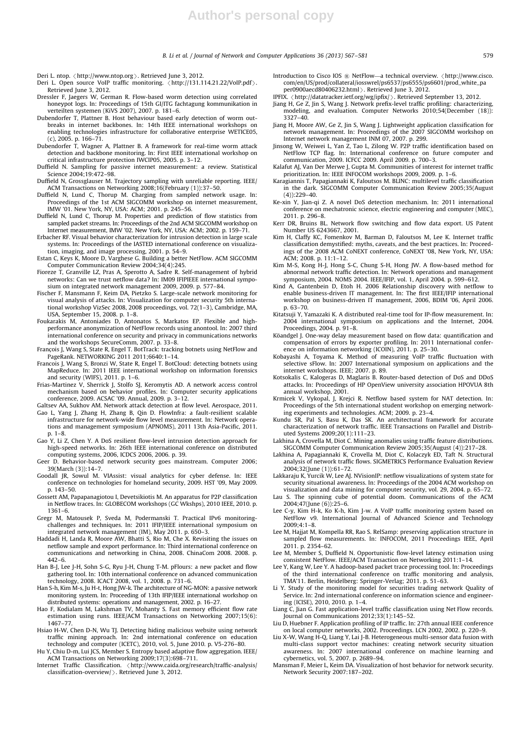Deri L. ntop. ⟨http://www.ntop.org⟩. Retrieved June 3, 2012.

Deri L. Open source VoIP traffic monitoring. ⟨http://131.114.21.22/VoIP.pdf⟩. Retrieved June 3, 2012.

Dressler F, Jaegers W, German R. Flow-based worm detection using correlated honeypot logs. In: Proceedings of 15th GI/ITG fachtagung kommunikation in verteilten systemen (KiVS 2007), 2007. p. 181–6.

Dubendorfer T, Plattner B. Host behaviour based early detection of worm outbreaks in internet backbones. In: 14th IEEE international workshops on enabling technologies infrastructure for collaborative enterprise WETICE05, (c), 2005. p. 166–71.

Dubendorfer T, Wagner A, Plattner B. A framework for real-time worm attack detection and backbone monitoring. In: First IEEE international workshop on critical infrastructure protection IWCIP05, 2005. p. 3–12.

Duffield N. Sampling for passive internet measurement: a review. Statistical Science 2004;19:472–98.

Duffield N, Grossglauser M. Trajectory sampling with unreliable reporting. IEEE/ACM Transactions on Networking 2008;16(February (1)):37–50.

Duffield N, Lund C, Thorup M. Charging from sampled network usage. In: Proceedings of the 1st ACM SIGCOMM workshop on internet measurement, IMW '01. New York, NY, USA: ACM; 2001. p. 245–56.

Duffield N, Lund C, Thorup M. Properties and prediction of flow statistics from sampled packet streams. In: Proceedings of the 2nd ACM SIGCOMM workshop on Internet measurement, IMW '02. New York, NY, USA: ACM; 2002. p. 159–71.

Erbacher RF. Visual behavior characterization for intrusion detection in large scale systems. In: Proceedings of the IASTED international conference on visualization, imaging, and image processing, 2001. p. 54–9.

Estan C, Keys K, Moore D, Varghese G. Building a better NetFlow. ACM SIGCOMM Computer Communication Review 2004;34(4):245.

Fioreze T, Granville LZ, Pras A, Sperotto A, Sadre R. Self-management of hybrid networks: Can we trust netflow data? In: IM09 IFIPIEEE international symposium on integrated network management 2009, 2009. p. 577–84.

Fischer F, Mansmann F, Keim DA, Pietzko S. Large-scale network monitoring for visual analysis of attacks. In: Visualization for computer security 5th international workshop VizSec 2008, 2008 proceedings, vol. 72(1–3), Cambridge, MA, USA, September 15, 2008. p. 1–8.

Foukarakis M, Antoniades D, Antonatos S, Markatos EP. Flexible and high-performance anonymization of NetFlow records using anontool. In: 2007 third international conference on security and privacy in communications networks and the workshops SecureComm, 2007. p. 33–8.

François J, Wang S, State R, Engel T. BotTrack: tracking botnets using NetFlow and PageRank. NETWORKING 2011 2011;6640:1–14.

Francois J, Wang S, Bronzi W, State R, Engel T. BotCloud: detecting botnets using MapReduce. In: 2011 IEEE international workshop on information forensics and security (WIFS), 2011. p. 1–6.

Frias-Martinez V, Sherrick J, Stolfo SJ, Keromytis AD. A network access control mechanism based on behavior profiles. In: Computer security applications conference, 2009. ACSAC '09. Annual, 2009. p. 3–12.

Galtsev AA, Sukhov AM. Network attack detection at flow level. Aerospace, 2011.

Gao L, Yang J, Zhang H, Zhang B, Qin D. FlowInfra: a fault-resilient scalable infrastructure for network-wide flow level measurement. In: Network operations and management symposium (APNOMS), 2011 13th Asia-Pacific, 2011. p. 1–8.

Gao Y, Li Z, Chen Y. A DoS resilient flow-level intrusion detection approach for high-speed networks. In: 26th IEEE international conference on distributed computing systems, 2006, ICDCS 2006, 2006. p. 39.

Geer D. Behavior-based network security goes mainstream. Computer 2006; 39(March (3)):14–7.

Goodall JR, Sowul M. VIAssist: visual analytics for cyber defense. In: IEEE conference on technologies for homeland security, 2009. HST '09, May 2009. p. 143–50.

Gossett AM, Papapanagiotou I, Devetsikiotis M. An apparatus for P2P classification in Netflow traces. In: GLOBECOM workshops (GC Wkshps), 2010 IEEE, 2010. p. 1361–6.

Gregr M, Matousek P, Sveda M, Podermanski T. Practical IPv6 monitoring-challenges and techniques. In: 2011 IFIP/IEEE international symposium on integrated network management (IM), May 2011. p. 650–3.

Haddadi H, Landa R, Moore AW, Bhatti S, Rio M, Che X. Revisiting the issues on netflow sample and export performance. In: Third international conference on communications and networking in China, 2008. ChinaCom 2008. 2008. p. 442–6.

Han B-J, Lee J-H, Sohn S-G, Ryu J-H, Chung T-M. pFlours: a new packet and flow gathering tool. In: 10th international conference on advanced communication technology, 2008. ICACT 2008, vol. 1, 2008. p. 731–6.

Han S-h, Kim M-s, Ju H-t, Hong JW-k. The architecture of NG-MON: a passive network monitoring system. In: Proceeding of 13th IFIP/IEEE international workshop on distributed systems: operations and management, 2002. p. 16–27.

Hao F, Kodialam M, Lakshman TV, Mohanty S. Fast memory efficient flow rate estimation using runs. IEEE/ACM Transactions on Networking 2007;15(6): 1467–77.

Hsiao H-W, Chen D-N, Wu TJ. Detecting hiding malicious website using network traffic mining approach. In: 2nd international conference on education technology and computer (ICETC), 2010, vol. 5, June 2010. p. V5-276–80.

Hu Y, Chiu D-m, Lui JCS, Member S. Entropy based adaptive flow aggregation. IEEE/ACM Transactions on Networking 2009;17(3):698–711.

Internet Traffic Classification. ⟨http://www.caida.org/research/traffic-analysis/classification-overview/⟩. Retrieved June 3, 2012.

Introduction to Cisco IOS ® NetFlow—a technical overview. ⟨http://www.cisco.com/en/US/prod/collateral/iosswrel/ps6537/ps6555/ps6601/prod_white_paper0900aecd80406232.html⟩. Retrieved June 3, 2012.

IPFIX. ⟨http://datatracker.ietf.org/wg/ipfix/⟩. Retrieved September 13, 2012.

Jiang H, Ge Z, Jin S, Wang J. Network prefix-level traffic profiling: characterizing, modeling, and evaluation. Computer Networks 2010;54(December (18)): 3327–40.

Jiang H, Moore AW, Ge Z, Jin S, Wang J. Lightweight application classification for network management. In: Proceedings of the 2007 SIGCOMM workshop on Internet network management INM 07, 2007. p. 299.

Jinsong W, Weiwei L, Yan Z, Tao L, Zilong W. P2P traffic identification based on NetFlow TCP flag. In: International conference on future computer and communication, 2009. ICFCC 2009. April 2009. p. 700–3.

Kalafut AJ, Van Der Merwe J, Gupta M. Communities of interest for internet traffic prioritization. In: IEEE INFOCOM workshops 2009, 2009. p. 1–6.

Karagiannis T, Papagiannaki K, Faloutsos M. BLINC: multilevel traffic classification in the dark. SIGCOMM Computer Communication Review 2005;35(August (4)):229–40.

Ke-xin Y, Jian-qi Z. A novel DoS detection mechanism. In: 2011 international conference on mechatronic science, electric engineering and computer (MEC), 2011. p. 296–8.

Kerr DR, Bruins BL. Network flow switching and flow data export. US Patent Number US 6243667, 2001.

Kim H, Claffy KC, Fomenkov M, Barman D, Faloutsos M, Lee K. Internet traffic classification demystified: myths, caveats, and the best practices. In: Proceedings of the 2008 ACM CoNEXT conference, CoNEXT '08, New York, NY, USA: ACM; 2008. p. 11:1–12.

Kim M-S, Kong H-J, Hong S-C, Chung S-H, Hong JW. A flow-based method for abnormal network traffic detection. In: Network operations and management symposium, 2004. NOMS 2004. IEEE/IFIP, vol. 1, April 2004. p. 599–612.

Kind A, Gantenbein D, Etoh H. 2006 Relationship discovery with netflow to enable business-driven IT management. In: The first IEEE/IFIP international workshop on business-driven IT management, 2006, BDIM '06, April 2006. p. 63–70.

Kitatsuji Y, Yamazaki K. A distributed real-time tool for IP-flow measurement. In: 2004 international symposium on applications and the Internet, 2004. Proceedings, 2004. p. 91–8.

Köandgel J. One-way delay measurement based on flow data: quantification and compensation of errors by exporter profiling. In: 2011 International conference on information networking (ICOIN), 2011. p. 25–30.

Kobayashi A, Toyama K. Method of measuring VoIP traffic fluctuation with selective sFlow. In: 2007 International symposium on applications and the internet workshops. IEEE; 2007. p. 89.

Kotsokalis C, Kalogeras D, Maglaris B. Router-based detection of DoS and DDoS attacks. In: Proceedings of HP OpenView university association HPOVUA 8th annual workshop, 2001.

Krmicek V, Vykopal, J, Krejci R. Netflow based system for NAT detection. In: Proceedings of the 5th international student workshop on emerging networking experiments and technologies. ACM; 2009. p. 23–4.

Kundu SR, Pal S, Basu K, Das SK. An architectural framework for accurate characterization of network traffic. IEEE Transactions on Parallel and Distributed Systems 2009;20(1):111–23.

Lakhina A, Crovella M, Diot C. Mining anomalies using traffic feature distributions. SIGCOMM Computer Communication Review 2005;35(August (4)):217–28.

Lakhina A, Papagiannaki K, Crovella M, Diot C, Kolaczyk ED, Taft N. Structural analysis of network traffic flows. SIGMETRICS Performance Evaluation Review 2004;32(June (1)):61–72.

Lakkaraju K, Yurcik W, Lee AJ. NVisionIP: netflow visualizations of system state for security situational awareness. In: Proceedings of the 2004 ACM workshop on visualization and data mining for computer security, vol. 29, 2004. p. 65–72.

Lau S. The spinning cube of potential doom. Communications of the ACM 2004;47(June (6)):25–6.

Lee C-y, Kim H-k, Ko K-h, Kim J-w. A VoIP traffic monitoring system based on NetFlow v9. International Journal of Advanced Science and Technology 2009;4:1–8.

Lee M, Hajjat M, Kompella RR, Rao S. RelSamp: preserving application structure in sampled flow measurements. In: INFOCOM, 2011 Proceedings IEEE, April 2011. p. 2354–62.

Lee M, Member S, Duffield N. Opportunistic flow-level latency estimation using consistent NetFlow. IEEE/ACM Transaction on Networking 2011:1–14.

Lee Y, Kang W, Lee Y. A hadoop-based packet trace processing tool. In: Proceedings of the third international conference on traffic monitoring and analysis, TMA'11. Berlin, Heidelberg: Springer-Verlag; 2011. p. 51–63.

Li Y. Study of the monitoring model for securities trading network Quality of Service. In: 2nd international conference on information science and engineering (ICISE), 2010, 2010. p. 1–4.

Liang C, Jian G. Fast application-level traffic classification using Net Flow records. Journal on Communications 2012;33(1):145–52.

Liu D, Huebner F. Application profiling of IP traffic. In: 27th annual IEEE conference on local computer networks, 2002. Proceedings. LCN 2002, 2002. p. 220–9.

Liu X-W, Wang H-Q, Liang Y, Lai J-B. Heterogeneous multi-sensor data fusion with multi-class support vector machines: creating network security situation awareness. In: 2007 international conference on machine learning and cybernetics, vol. 5, 2007. p. 2689–94.

Mansman F, Meier L, Keim DA. Visualization of host behavior for network security. Network Security 2007:187–202.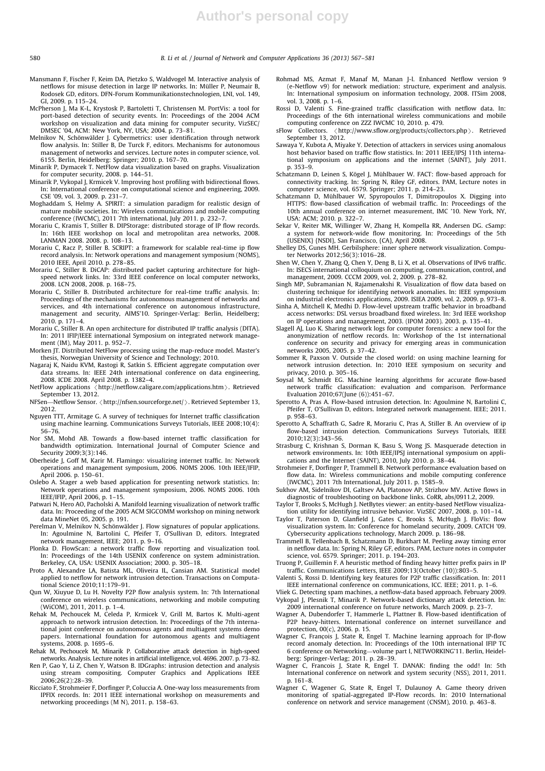Mansmann F, Fischer F, Keim DA, Pietzko S, Waldvogel M. Interactive analysis of netflows for misuse detection in large IP networks. In: Müller P, Neumair B, Rodosek GD, editors. DFN-Forum Kommunikationstechnologien, LNI, vol. 149, GI, 2009. p. 115–24.

McPherson J, Ma K-L, Krystosk P, Bartoletti T, Christensen M. PortVis: a tool for port-based detection of security events. In: Proceedings of the 2004 ACM workshop on visualization and data mining for computer security, VizSEC/DMSEC '04, ACM: New York, NY, USA; 2004. p. 73–81.

Melnikov N, Schönwälder J. Cybermetrics: user identification through network flow analysis. In: Stiller B, De Turck F, editors. Mechanisms for autonomous management of networks and services. Lecture notes in computer science, vol. 6155. Berlin, Heidelberg: Springer; 2010. p. 167–70.

Minarik P, Dymacek T. NetFlow data visualization based on graphs. Visualization for computer security, 2008. p. 144–51.

Minarik P, Vykopal J, Krmicek V. Improving host profiling with bidirectional flows. In: International conference on computational science and engineering, 2009. CSE '09, vol. 3, 2009. p. 231–7.

Moghaddam S, Helmy A. SPIRIT: a simulation paradigm for realistic design of mature mobile societies. In: Wireless communications and mobile computing conference (IWCMC), 2011 7th international, July 2011. p. 232–7.

Morariu C, Kramis T, Stiller B. DIPStorage: distributed storage of IP flow records. In: 16th IEEE workshop on local and metropolitan area networks, 2008. LANMAN 2008. 2008. p. 108–13.

Morariu C, Racz P, Stiller B. SCRIPT: a framework for scalable real-time ip flow record analysis. In: Network operations and management symposium (NOMS), 2010 IEEE, April 2010. p. 278–85.

Morariu C, Stiller B. DiCAP: distributed packet capturing architecture for high-speed network links. In: 33rd IEEE conference on local computer networks, 2008. LCN 2008, 2008. p. 168–75.

Morariu C, Stiller B. Distributed architecture for real-time traffic analysis. In: Proceedings of the mechanisms for autonomous management of networks and services, and 4th international conference on autonomous infrastructure, management and security, AIMS'10. Springer-Verlag: Berlin, Heidelberg; 2010. p. 171–4.

Morariu C, Stiller B. An open architecture for distributed IP traffic analysis (DITA). In: 2011 IFIP/IEEE international Symposium on integrated network management (IM), May 2011. p. 952–7.

Morken JT. Distributed NetFlow processing using the map-reduce model. Master's thesis, Norwegian University of Science and Technology; 2010.

Nagaraj K, Naidu KVM, Rastogi R, Satkin S. Efficient aggregate computation over data streams. In: IEEE 24th international conference on data engineering, 2008. ICDE 2008. April 2008. p. 1382–4.

NetFlow applications ⟨http://netflow.caligare.com/applications.htm⟩. Retrieved September 13, 2012.

NFSen—Netflow Sensor. ⟨http://nfsen.sourceforge.net/⟩. Retrieved September 13, 2012.

Nguyen TTT, Armitage G. A survey of techniques for Internet traffic classification using machine learning. Communications Surveys Tutorials, IEEE 2008;10(4):56–76.

Nor SM, Mohd AB. Towards a flow-based internet traffic classification for bandwidth optimization. International Journal of Computer Science and Security 2009;3(3):146.

Oberheide J, Goff M, Karir M. Flamingo: visualizing internet traffic. In: Network operations and management symposium, 2006. NOMS 2006. 10th IEEE/IFIP, April 2006. p. 150–61.

Oslebo A. Stager a web based application for presenting network statistics. In: Network operations and management symposium, 2006. NOMS 2006. 10th IEEE/IFIP, April 2006, p. 1–15.

Patwari N, Hero AO, Pacholski A. Manifold learning visualization of network traffic data. In: Proceeding of the 2005 ACM SIGCOMM workshop on mining network data MineNet 05, 2005. p. 191.

Perelman V, Melnikov N, Schönwälder J. Flow signatures of popular applications. In: Agoulmine N, Bartolini C, Pfeifer T, O'Sullivan D, editors. Integrated network management, IEEE; 2011. p. 9–16.

Plonka D. FlowScan: a network traffic flow reporting and visualization tool. In: Proceedings of the 14th USENIX conference on system administration. Berkeley, CA, USA: USENIX Association; 2000. p. 305–18.

Proto A, Alexandre LA, Batista ML, Oliveira IL, Cansian AM. Statistical model applied to netflow for network intrusion detection. Transactions on Computational Science 2010;11:179–91.

Qun W, Xiuyue D, Lu H. Novelty P2P flow analysis system. In: 7th International conference on wireless communications, networking and mobile computing (WiCOM), 2011, 2011. p. 1–4.

Rehak M, Pechoucek M, Celeda P, Krmicek V, Grill M, Bartos K. Multi-agent approach to network intrusion detection. In: Proceedings of the 7th international joint conference on autonomous agents and multiagent systems demo papers. International foundation for autonomous agents and multiagent systems, 2008. p. 1695–6.

Rehak M, Pechoucek M, Minarik P. Collaborative attack detection in high-speed networks. Analysis. Lecture notes in artificial intelligence, vol. 4696. 2007. p. 73–82.

Ren P, Gao Y, Li Z, Chen Y, Watson B. IDGraphs: intrusion detection and analysis using stream compositing. Computer Graphics and Applications IEEE 2006;26(2):28–39.

Ricciato F, Strohmeier F, Dorfinger P, Coluccia A. One-way loss measurements from IPFIX records. In: 2011 IEEE international workshop on measurements and networking proceedings (M N), 2011. p. 158–63.

Rohmad MS, Azmat F, Manaf M, Manan J-l. Enhanced Netflow version 9 (e-Netflow v9) for network mediation: structure, experiment and analysis. In: International symposium on information technology, 2008. ITSim 2008, vol. 3, 2008. p. 1–6.

Rossi D, Valenti S. Fine-grained traffic classification with netflow data. In: Proceedings of the 6th international wireless communications and mobile computing conference on ZZZ IWCMC 10, 2010. p. 479.

sFlow Collectors. ⟨http://www.sflow.org/products/collectors.php⟩. Retrieved September 13, 2012.

Sawaya Y, Kubota A, Miyake Y. Detection of attackers in services using anomalous host behavior based on traffic flow statistics. In: 2011 IEEE/IPSJ 11th international symposium on applications and the internet (SAINT), July 2011. p. 353–9.

Schatzmann D, Leinen S, Kögel J, Mühlbauer W. FACT: flow-based approach for connectivity tracking. In: Spring N, Riley GF, editors. PAM, Lecture notes in computer science, vol. 6579. Springer; 2011. p. 214–23.

Schatzmann D, Mühlbauer W, Spyropoulos T, Dimitropoulos X. Digging into HTTPS: flow-based classification of webmail traffic. In: Proceedings of the 10th annual conference on internet measurement, IMC '10. New York, NY, USA: ACM; 2010. p. 322–7.

Sekar V, Reiter MK, Willinger W, Zhang H, Kompella RR, Andersen DG. cSamp: a system for network-wide flow monitoring. In: Proceedings of the 5th {USENIX} {NSDI}, San Francisco, {CA}, April 2008.

Shelley DS, Gunes MH. Gerbilsphere: inner sphere network visualization. Computer Networks 2012;56(3):1016–28.

Shen W, Chen Y, Zhang Q, Chen Y, Deng B, Li X, et al. Observations of IPv6 traffic. In: ISECS international colloquium on computing, communication, control, and management, 2009. CCCM 2009, vol. 2, 2009. p. 278–82.

Singh MP, Subramanian N, Rajamenakshi R. Visualization of flow data based on clustering technique for identifying network anomalies. In: IEEE symposium on industrial electronics applications, 2009. ISIEA 2009, vol. 2, 2009. p. 973–8.

Sinha A, Mitchell K, Medhi D. Flow-level upstream traffic behavior in broadband access networks: DSL versus broadband fixed wireless. In: 3rd IEEE workshop on IP operations and management, 2003. (IPOM 2003). 2003. p. 135–41.

Slagell AJ, Luo K. Sharing network logs for computer forensics: a new tool for the anonymization of netflow records. In: Workshop of the 1st international conference on security and privacy for emerging areas in communication networks 2005, 2005. p. 37–42.

Sommer R, Paxson V. Outside the closed world: on using machine learning for network intrusion detection. In: 2010 IEEE symposium on security and privacy, 2010. p. 305–16.

Soysal M, Schmidt EG. Machine learning algorithms for accurate flow-based network traffic classification: evaluation and comparison. Performance Evaluation 2010;67(June (6)):451–67.

Sperotto A, Pras A. Flow-based intrusion detection. In: Agoulmine N, Bartolini C, Pfeifer T, O'Sullivan D, editors. Integrated network management. IEEE; 2011. p. 958–63.

Sperotto A, Schaffrath G, Sadre R, Morariu C, Pras A, Stiller B. An overview of ip flow-based intrusion detection. Communications Surveys Tutorials, IEEE 2010;12(3):343–56.

Strasburg C, Krishnan S, Dorman K, Basu S, Wong JS. Masquerade detection in network environments. In: 10th IEEE/IPSJ international symposium on applications and the Internet (SAINT), 2010, July 2010. p. 38–44.

Strohmeier F, Dorfinger P, Trammell B. Network performance evaluation based on flow data. In: Wireless communications and mobile computing conference (IWCMC), 2011 7th International, July 2011. p. 1585–9.

Sukhov AM, Sidelnikov DI, Galtsev AA, Platonov AP, Strizhov MV. Active flows in diagnostic of troubleshooting on backbone links. CoRR, abs/0911.2, 2009.

Taylor T, Brooks S, McHugh J. NetBytes viewer: an entity-based NetFlow visualization utility for identifying intrusive behavior. VizSEC 2007, 2008. p. 101–14.

Taylor T, Paterson D, Glanfield J, Gates C, Brooks S, McHugh J. FloVis: flow visualization system. In: Conference for homeland security, 2009. CATCH '09. Cybersecurity applications technology, March 2009. p. 186–98.

Trammell B, Tellenbach B, Schatzmann D, Burkhart M. Peeling away timing error in netflow data. In: Spring N, Riley GF, editors. PAM, Lecture notes in computer science, vol. 6579. Springer; 2011. p. 194–203.

Truong P, Guillemin F. A heuristic method of finding heavy hitter prefix pairs in IP traffic. Communications Letters, IEEE 2009;13(October (10)):803–5.

Valenti S, Rossi D. Identifying key features for P2P traffic classification. In: 2011 IEEE international conference on communications, ICC. IEEE; 2011. p. 1–6.

Vliek G. Detecting spam machines, a netflow-data based approach. February 2009.

Vykopal J, Plesnik T, Minarik P. Network-based dictionary attack detection. In: 2009 international conference on future networks, March 2009. p. 23–7.

Wagner A, Dubendorfer T, Hammerle L, Plattner B. Flow-based identification of P2P heavy-hitters. International conference on internet surveillance and protection, 00(c), 2006. p. 15.

Wagner C, François J, State R, Engel T. Machine learning approach for IP-flow record anomaly detection. In: Proceedings of the 10th international IFIP TC 6 conference on Networking—volume part I, NETWORKING'11. Berlin, Heidelberg: Springer-Verlag; 2011. p. 28–39.

Wagner C, Francois J, State R, Engel T. DANAK: finding the odd! In: 5th International conference on network and system security (NSS), 2011, 2011. p. 161–8.

Wagner C, Wagener G, State R, Engel T, Dulaunoy A. Game theory driven monitoring of spatial-aggregated IP-Flow records. In: 2010 International conference on network and service management (CNSM), 2010. p. 463–8.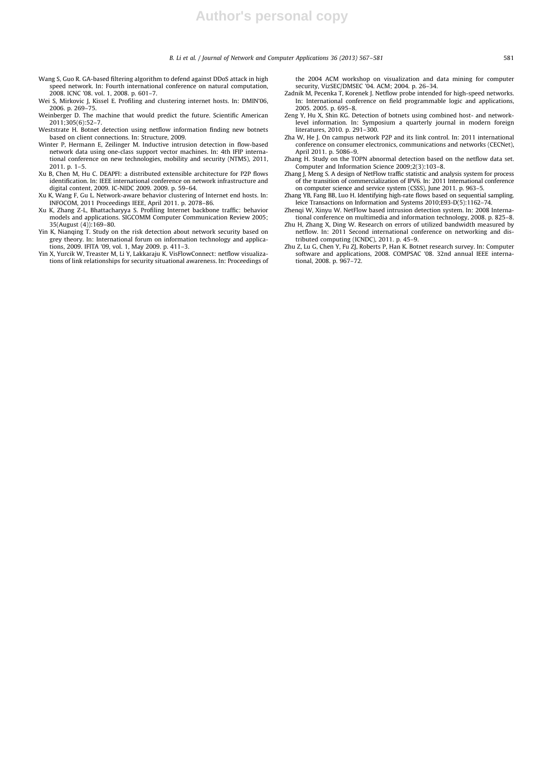Wang S, Guo R. GA-based filtering algorithm to defend against DDoS attack in high speed network. In: Fourth international conference on natural computation, 2008. ICNC '08. vol. 1, 2008. p. 601–7.

Wei S, Mirkovic J, Kissel E. Profiling and clustering internet hosts. In: DMIN'06, 2006. p. 269–75.

Weinberger D. The machine that would predict the future. Scientific American 2011;305(6):52–7.

Weststrate H. Botnet detection using netflow information finding new botnets based on client connections. In: Structure, 2009.

Winter P, Hermann E, Zeilinger M. Inductive intrusion detection in flow-based network data using one-class support vector machines. In: 4th IFIP international conference on new technologies, mobility and security (NTMS), 2011, 2011. p. 1–5.

Xu B, Chen M, Hu C. DEAPFI: a distributed extensible architecture for P2P flows identification. In: IEEE international conference on network infrastructure and digital content, 2009. IC-NIDC 2009. 2009. p. 59–64.

Xu K, Wang F, Gu L. Network-aware behavior clustering of Internet end hosts. In: INFOCOM, 2011 Proceedings IEEE, April 2011. p. 2078–86.

Xu K, Zhang Z-L, Bhattacharyya S. Profiling Internet backbone traffic: behavior models and applications. SIGCOMM Computer Communication Review 2005; 35(August (4)):169–80.

Yin K, Nianqing T. Study on the risk detection about network security based on grey theory. In: International forum on information technology and applications, 2009. IFITA '09, vol. 1, May 2009. p. 411–3.

Yin X, Yurcik W, Treaster M, Li Y, Lakkaraju K. VisFlowConnect: netflow visualizations of link relationships for security situational awareness. In: Proceedings of the 2004 ACM workshop on visualization and data mining for computer security, VizSEC/DMSEC '04. ACM; 2004. p. 26–34.

Zadnik M, Pecenka T, Korenek J. Netflow probe intended for high-speed networks. In: International conference on field programmable logic and applications, 2005. 2005. p. 695–8.

Zeng Y, Hu X, Shin KG. Detection of botnets using combined host- and network-level information. In: Symposium a quarterly journal in modern foreign literatures, 2010. p. 291–300.

Zha W, He J. On campus network P2P and its link control. In: 2011 international conference on consumer electronics, communications and networks (CECNet), April 2011. p. 5086–9.

Zhang H. Study on the TOPN abnormal detection based on the netflow data set. Computer and Information Science 2009;2(3):103–8.

Zhang J, Meng S. A design of NetFlow traffic statistic and analysis system for process of the transition of commercialization of IPV6. In: 2011 International conference on computer science and service system (CSSS), June 2011. p. 963–5.

Zhang YB, Fang BB, Luo H. Identifying high-rate flows based on sequential sampling. Ieice Transactions on Information and Systems 2010;E93-D(5):1162–74.

Zhenqi W, Xinyu W. NetFlow based intrusion detection system. In: 2008 International conference on multimedia and information technology, 2008. p. 825–8.

Zhu H, Zhang X, Ding W. Research on errors of utilized bandwidth measured by netflow. In: 2011 Second international conference on networking and distributed computing (ICNDC), 2011. p. 45–9.

Zhu Z, Lu G, Chen Y, Fu ZJ, Roberts P, Han K. Botnet research survey. In: Computer software and applications, 2008. COMPSAC '08. 32nd annual IEEE international, 2008. p. 967–72.